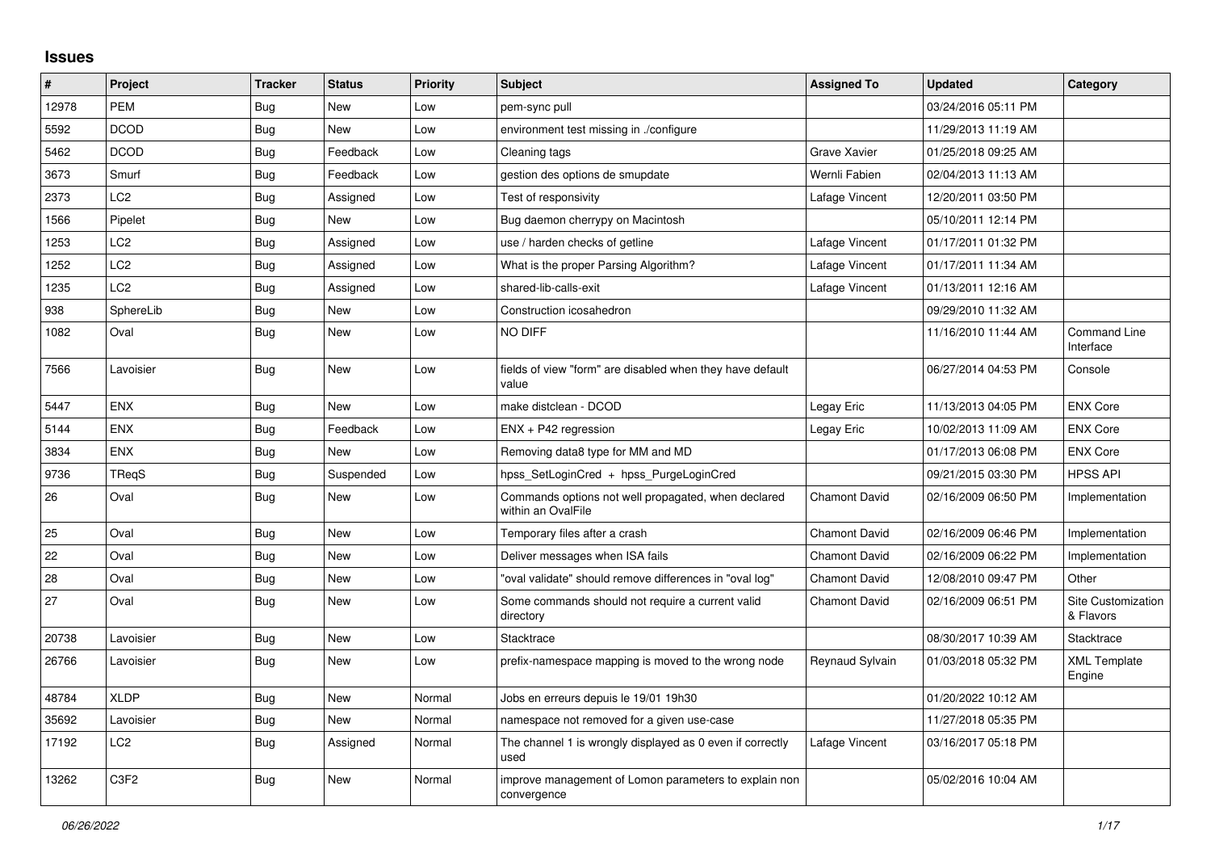## Issues

| # | Project | Tracker | Status | Priority | Subject | Assigned To | Updated | Category |
|---|---|---|---|---|---|---|---|---|
| 12978 | PEM | Bug | New | Low | pem-sync pull | | 03/24/2016 05:11 PM | |
| 5592 | DCOD | Bug | New | Low | environment test missing in ./configure | | 11/29/2013 11:19 AM | |
| 5462 | DCOD | Bug | Feedback | Low | Cleaning tags | Grave Xavier | 01/25/2018 09:25 AM | |
| 3673 | Smurf | Bug | Feedback | Low | gestion des options de smupdate | Wernli Fabien | 02/04/2013 11:13 AM | |
| 2373 | LC2 | Bug | Assigned | Low | Test of responsivity | Lafage Vincent | 12/20/2011 03:50 PM | |
| 1566 | Pipelet | Bug | New | Low | Bug daemon cherrypy on Macintosh | | 05/10/2011 12:14 PM | |
| 1253 | LC2 | Bug | Assigned | Low | use / harden checks of getline | Lafage Vincent | 01/17/2011 01:32 PM | |
| 1252 | LC2 | Bug | Assigned | Low | What is the proper Parsing Algorithm? | Lafage Vincent | 01/17/2011 11:34 AM | |
| 1235 | LC2 | Bug | Assigned | Low | shared-lib-calls-exit | Lafage Vincent | 01/13/2011 12:16 AM | |
| 938 | SphereLib | Bug | New | Low | Construction icosahedron | | 09/29/2010 11:32 AM | |
| 1082 | Oval | Bug | New | Low | NO DIFF | | 11/16/2010 11:44 AM | Command Line Interface |
| 7566 | Lavoisier | Bug | New | Low | fields of view "form" are disabled when they have default value | | 06/27/2014 04:53 PM | Console |
| 5447 | ENX | Bug | New | Low | make distclean - DCOD | Legay Eric | 11/13/2013 04:05 PM | ENX Core |
| 5144 | ENX | Bug | Feedback | Low | ENX + P42 regression | Legay Eric | 10/02/2013 11:09 AM | ENX Core |
| 3834 | ENX | Bug | New | Low | Removing data8 type for MM and MD | | 01/17/2013 06:08 PM | ENX Core |
| 9736 | TReqS | Bug | Suspended | Low | hpss_SetLoginCred + hpss_PurgeLoginCred | | 09/21/2015 03:30 PM | HPSS API |
| 26 | Oval | Bug | New | Low | Commands options not well propagated, when declared within an OvalFile | Chamont David | 02/16/2009 06:50 PM | Implementation |
| 25 | Oval | Bug | New | Low | Temporary files after a crash | Chamont David | 02/16/2009 06:46 PM | Implementation |
| 22 | Oval | Bug | New | Low | Deliver messages when ISA fails | Chamont David | 02/16/2009 06:22 PM | Implementation |
| 28 | Oval | Bug | New | Low | "oval validate" should remove differences in "oval log" | Chamont David | 12/08/2010 09:47 PM | Other |
| 27 | Oval | Bug | New | Low | Some commands should not require a current valid directory | Chamont David | 02/16/2009 06:51 PM | Site Customization & Flavors |
| 20738 | Lavoisier | Bug | New | Low | Stacktrace | | 08/30/2017 10:39 AM | Stacktrace |
| 26766 | Lavoisier | Bug | New | Low | prefix-namespace mapping is moved to the wrong node | Reynaud Sylvain | 01/03/2018 05:32 PM | XML Template Engine |
| 48784 | XLDP | Bug | New | Normal | Jobs en erreurs depuis le 19/01 19h30 | | 01/20/2022 10:12 AM | |
| 35692 | Lavoisier | Bug | New | Normal | namespace not removed for a given use-case | | 11/27/2018 05:35 PM | |
| 17192 | LC2 | Bug | Assigned | Normal | The channel 1 is wrongly displayed as 0 even if correctly used | Lafage Vincent | 03/16/2017 05:18 PM | |
| 13262 | C3F2 | Bug | New | Normal | improve management of Lomon parameters to explain non convergence | | 05/02/2016 10:04 AM | |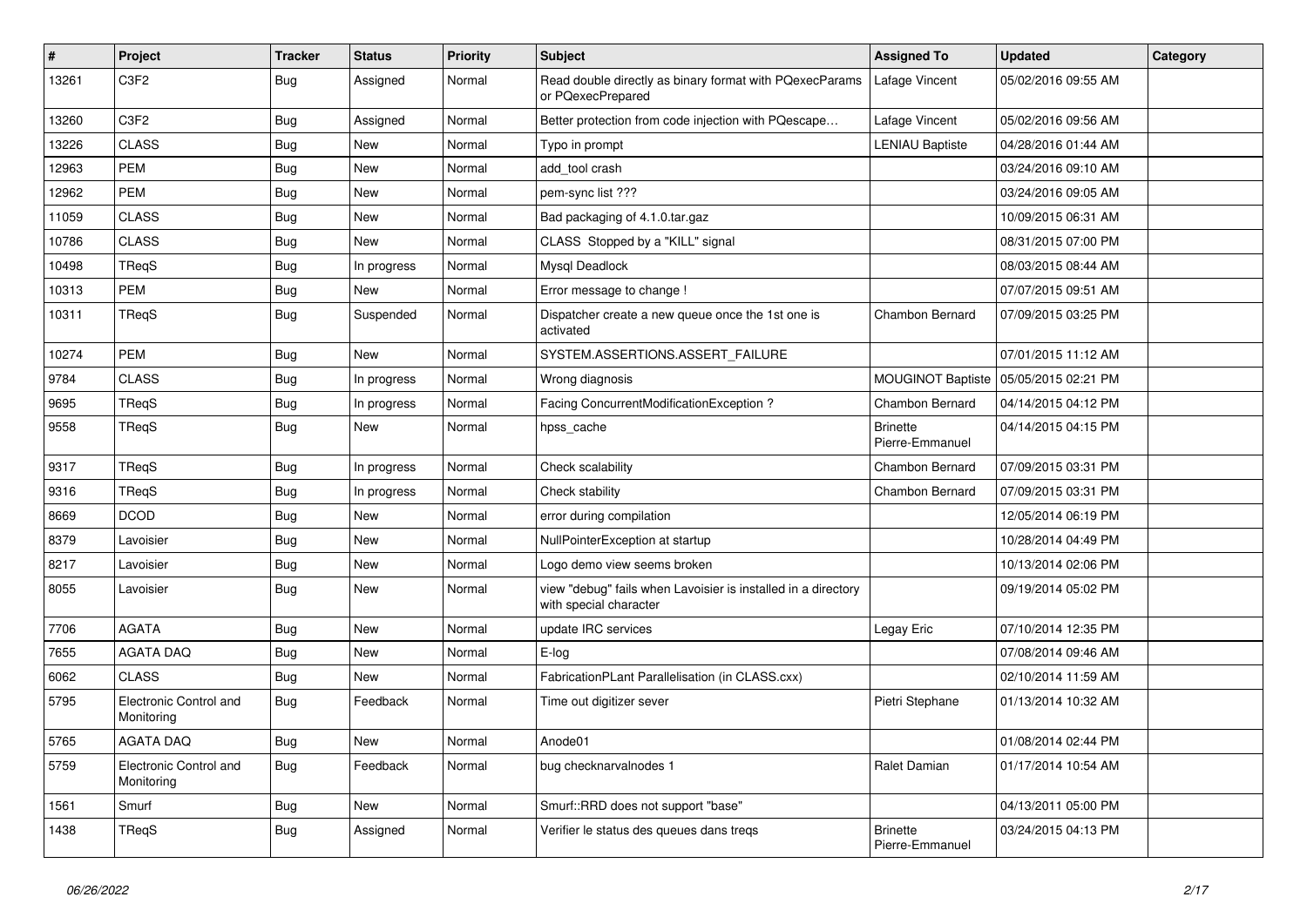| # | Project | Tracker | Status | Priority | Subject | Assigned To | Updated | Category |
|---|---|---|---|---|---|---|---|---|
| 13261 | C3F2 | Bug | Assigned | Normal | Read double directly as binary format with PQexecParams or PQexecPrepared | Lafage Vincent | 05/02/2016 09:55 AM | |
| 13260 | C3F2 | Bug | Assigned | Normal | Better protection from code injection with PQescape… | Lafage Vincent | 05/02/2016 09:56 AM | |
| 13226 | CLASS | Bug | New | Normal | Typo in prompt | LENIAU Baptiste | 04/28/2016 01:44 AM | |
| 12963 | PEM | Bug | New | Normal | add_tool crash | | 03/24/2016 09:10 AM | |
| 12962 | PEM | Bug | New | Normal | pem-sync list ??? | | 03/24/2016 09:05 AM | |
| 11059 | CLASS | Bug | New | Normal | Bad packaging of 4.1.0.tar.gaz | | 10/09/2015 06:31 AM | |
| 10786 | CLASS | Bug | New | Normal | CLASS Stopped by a "KILL" signal | | 08/31/2015 07:00 PM | |
| 10498 | TReqS | Bug | In progress | Normal | Mysql Deadlock | | 08/03/2015 08:44 AM | |
| 10313 | PEM | Bug | New | Normal | Error message to change ! | | 07/07/2015 09:51 AM | |
| 10311 | TReqS | Bug | Suspended | Normal | Dispatcher create a new queue once the 1st one is activated | Chambon Bernard | 07/09/2015 03:25 PM | |
| 10274 | PEM | Bug | New | Normal | SYSTEM.ASSERTIONS.ASSERT_FAILURE | | 07/01/2015 11:12 AM | |
| 9784 | CLASS | Bug | In progress | Normal | Wrong diagnosis | MOUGINOT Baptiste | 05/05/2015 02:21 PM | |
| 9695 | TReqS | Bug | In progress | Normal | Facing ConcurrentModificationException ? | Chambon Bernard | 04/14/2015 04:12 PM | |
| 9558 | TReqS | Bug | New | Normal | hpss_cache | Brinette Pierre-Emmanuel | 04/14/2015 04:15 PM | |
| 9317 | TReqS | Bug | In progress | Normal | Check scalability | Chambon Bernard | 07/09/2015 03:31 PM | |
| 9316 | TReqS | Bug | In progress | Normal | Check stability | Chambon Bernard | 07/09/2015 03:31 PM | |
| 8669 | DCOD | Bug | New | Normal | error during compilation | | 12/05/2014 06:19 PM | |
| 8379 | Lavoisier | Bug | New | Normal | NullPointerException at startup | | 10/28/2014 04:49 PM | |
| 8217 | Lavoisier | Bug | New | Normal | Logo demo view seems broken | | 10/13/2014 02:06 PM | |
| 8055 | Lavoisier | Bug | New | Normal | view "debug" fails when Lavoisier is installed in a directory with special character | | 09/19/2014 05:02 PM | |
| 7706 | AGATA | Bug | New | Normal | update IRC services | Legay Eric | 07/10/2014 12:35 PM | |
| 7655 | AGATA DAQ | Bug | New | Normal | E-log | | 07/08/2014 09:46 AM | |
| 6062 | CLASS | Bug | New | Normal | FabricationPLant Parallelisation (in CLASS.cxx) | | 02/10/2014 11:59 AM | |
| 5795 | Electronic Control and Monitoring | Bug | Feedback | Normal | Time out digitizer sever | Pietri Stephane | 01/13/2014 10:32 AM | |
| 5765 | AGATA DAQ | Bug | New | Normal | Anode01 | | 01/08/2014 02:44 PM | |
| 5759 | Electronic Control and Monitoring | Bug | Feedback | Normal | bug checknarvalnodes 1 | Ralet Damian | 01/17/2014 10:54 AM | |
| 1561 | Smurf | Bug | New | Normal | Smurf::RRD does not support "base" | | 04/13/2011 05:00 PM | |
| 1438 | TReqS | Bug | Assigned | Normal | Verifier le status des queues dans treqs | Brinette Pierre-Emmanuel | 03/24/2015 04:13 PM | |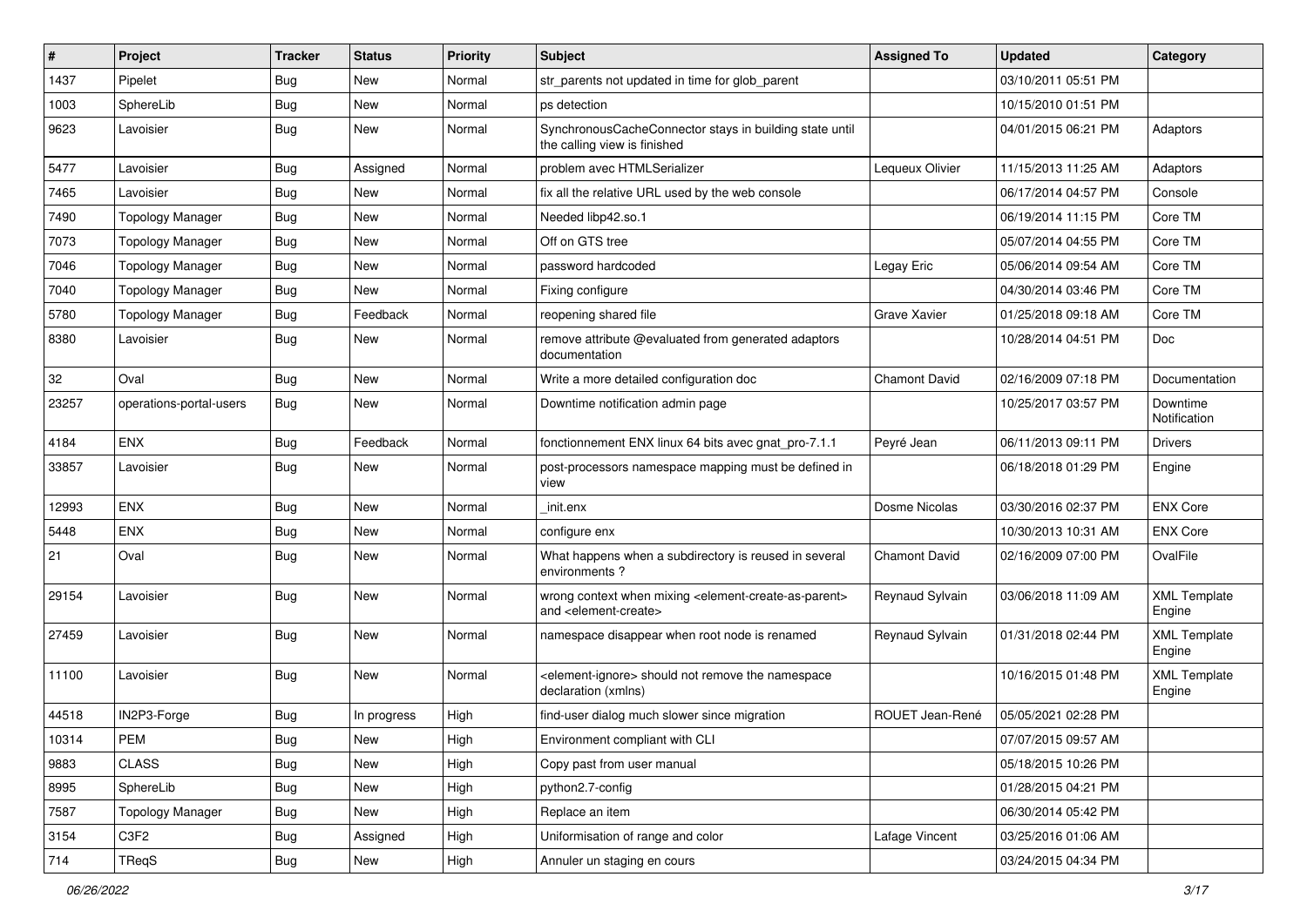| # | Project | Tracker | Status | Priority | Subject | Assigned To | Updated | Category |
|---|---|---|---|---|---|---|---|---|
| 1437 | Pipelet | Bug | New | Normal | str_parents not updated in time for glob_parent | | 03/10/2011 05:51 PM | |
| 1003 | SphereLib | Bug | New | Normal | ps detection | | 10/15/2010 01:51 PM | |
| 9623 | Lavoisier | Bug | New | Normal | SynchronousCacheConnector stays in building state until the calling view is finished | | 04/01/2015 06:21 PM | Adaptors |
| 5477 | Lavoisier | Bug | Assigned | Normal | problem avec HTMLSerializer | Lequeux Olivier | 11/15/2013 11:25 AM | Adaptors |
| 7465 | Lavoisier | Bug | New | Normal | fix all the relative URL used by the web console | | 06/17/2014 04:57 PM | Console |
| 7490 | Topology Manager | Bug | New | Normal | Needed libp42.so.1 | | 06/19/2014 11:15 PM | Core TM |
| 7073 | Topology Manager | Bug | New | Normal | Off on GTS tree | | 05/07/2014 04:55 PM | Core TM |
| 7046 | Topology Manager | Bug | New | Normal | password hardcoded | Legay Eric | 05/06/2014 09:54 AM | Core TM |
| 7040 | Topology Manager | Bug | New | Normal | Fixing configure | | 04/30/2014 03:46 PM | Core TM |
| 5780 | Topology Manager | Bug | Feedback | Normal | reopening shared file | Grave Xavier | 01/25/2018 09:18 AM | Core TM |
| 8380 | Lavoisier | Bug | New | Normal | remove attribute @evaluated from generated adaptors documentation | | 10/28/2014 04:51 PM | Doc |
| 32 | Oval | Bug | New | Normal | Write a more detailed configuration doc | Chamont David | 02/16/2009 07:18 PM | Documentation |
| 23257 | operations-portal-users | Bug | New | Normal | Downtime notification admin page | | 10/25/2017 03:57 PM | Downtime Notification |
| 4184 | ENX | Bug | Feedback | Normal | fonctionnement ENX linux 64 bits avec gnat_pro-7.1.1 | Peyré Jean | 06/11/2013 09:11 PM | Drivers |
| 33857 | Lavoisier | Bug | New | Normal | post-processors namespace mapping must be defined in view | | 06/18/2018 01:29 PM | Engine |
| 12993 | ENX | Bug | New | Normal | _init.enx | Dosme Nicolas | 03/30/2016 02:37 PM | ENX Core |
| 5448 | ENX | Bug | New | Normal | configure enx | | 10/30/2013 10:31 AM | ENX Core |
| 21 | Oval | Bug | New | Normal | What happens when a subdirectory is reused in several environments ? | Chamont David | 02/16/2009 07:00 PM | OvalFile |
| 29154 | Lavoisier | Bug | New | Normal | wrong context when mixing <element-create-as-parent> and <element-create> | Reynaud Sylvain | 03/06/2018 11:09 AM | XML Template Engine |
| 27459 | Lavoisier | Bug | New | Normal | namespace disappear when root node is renamed | Reynaud Sylvain | 01/31/2018 02:44 PM | XML Template Engine |
| 11100 | Lavoisier | Bug | New | Normal | <element-ignore> should not remove the namespace declaration (xmlns) | | 10/16/2015 01:48 PM | XML Template Engine |
| 44518 | IN2P3-Forge | Bug | In progress | High | find-user dialog much slower since migration | ROUET Jean-René | 05/05/2021 02:28 PM | |
| 10314 | PEM | Bug | New | High | Environment compliant with CLI | | 07/07/2015 09:57 AM | |
| 9883 | CLASS | Bug | New | High | Copy past from user manual | | 05/18/2015 10:26 PM | |
| 8995 | SphereLib | Bug | New | High | python2.7-config | | 01/28/2015 04:21 PM | |
| 7587 | Topology Manager | Bug | New | High | Replace an item | | 06/30/2014 05:42 PM | |
| 3154 | C3F2 | Bug | Assigned | High | Uniformisation of range and color | Lafage Vincent | 03/25/2016 01:06 AM | |
| 714 | TReqS | Bug | New | High | Annuler un staging en cours | | 03/24/2015 04:34 PM | |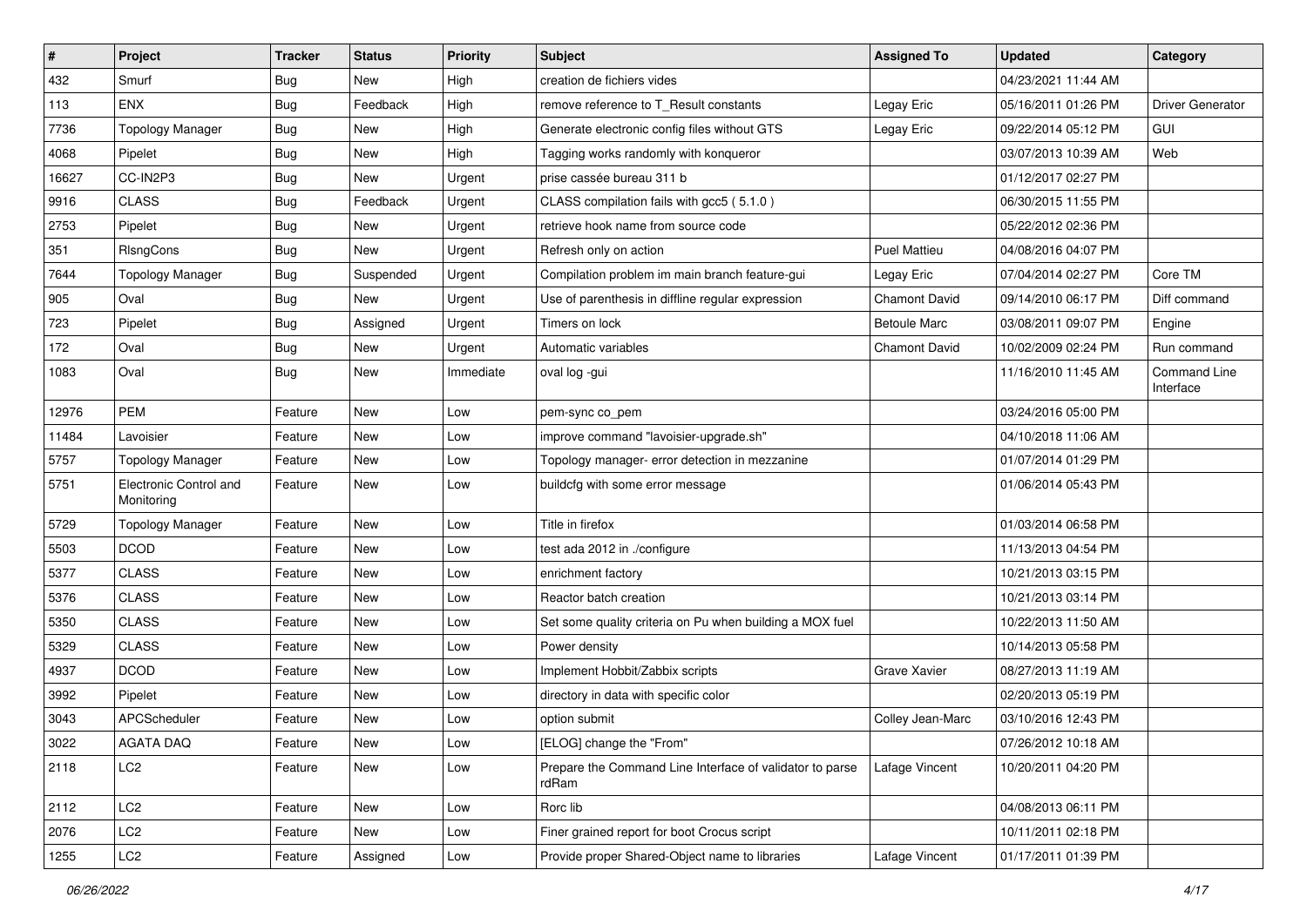| # | Project | Tracker | Status | Priority | Subject | Assigned To | Updated | Category |
|---|---|---|---|---|---|---|---|---|
| 432 | Smurf | Bug | New | High | creation de fichiers vides | | 04/23/2021 11:44 AM | |
| 113 | ENX | Bug | Feedback | High | remove reference to T_Result constants | Legay Eric | 05/16/2011 01:26 PM | Driver Generator |
| 7736 | Topology Manager | Bug | New | High | Generate electronic config files without GTS | Legay Eric | 09/22/2014 05:12 PM | GUI |
| 4068 | Pipelet | Bug | New | High | Tagging works randomly with konqueror | | 03/07/2013 10:39 AM | Web |
| 16627 | CC-IN2P3 | Bug | New | Urgent | prise cassée bureau 311 b | | 01/12/2017 02:27 PM | |
| 9916 | CLASS | Bug | Feedback | Urgent | CLASS compilation fails with gcc5 ( 5.1.0 ) | | 06/30/2015 11:55 PM | |
| 2753 | Pipelet | Bug | New | Urgent | retrieve hook name from source code | | 05/22/2012 02:36 PM | |
| 351 | RlsngCons | Bug | New | Urgent | Refresh only on action | Puel Mattieu | 04/08/2016 04:07 PM | |
| 7644 | Topology Manager | Bug | Suspended | Urgent | Compilation problem im main branch feature-gui | Legay Eric | 07/04/2014 02:27 PM | Core TM |
| 905 | Oval | Bug | New | Urgent | Use of parenthesis in diffline regular expression | Chamont David | 09/14/2010 06:17 PM | Diff command |
| 723 | Pipelet | Bug | Assigned | Urgent | Timers on lock | Betoule Marc | 03/08/2011 09:07 PM | Engine |
| 172 | Oval | Bug | New | Urgent | Automatic variables | Chamont David | 10/02/2009 02:24 PM | Run command |
| 1083 | Oval | Bug | New | Immediate | oval log -gui | | 11/16/2010 11:45 AM | Command Line Interface |
| 12976 | PEM | Feature | New | Low | pem-sync co_pem | | 03/24/2016 05:00 PM | |
| 11484 | Lavoisier | Feature | New | Low | improve command "lavoisier-upgrade.sh" | | 04/10/2018 11:06 AM | |
| 5757 | Topology Manager | Feature | New | Low | Topology manager- error detection in mezzanine | | 01/07/2014 01:29 PM | |
| 5751 | Electronic Control and Monitoring | Feature | New | Low | buildcfg with some error message | | 01/06/2014 05:43 PM | |
| 5729 | Topology Manager | Feature | New | Low | Title in firefox | | 01/03/2014 06:58 PM | |
| 5503 | DCOD | Feature | New | Low | test ada 2012 in ./configure | | 11/13/2013 04:54 PM | |
| 5377 | CLASS | Feature | New | Low | enrichment factory | | 10/21/2013 03:15 PM | |
| 5376 | CLASS | Feature | New | Low | Reactor batch creation | | 10/21/2013 03:14 PM | |
| 5350 | CLASS | Feature | New | Low | Set some quality criteria on Pu when building a MOX fuel | | 10/22/2013 11:50 AM | |
| 5329 | CLASS | Feature | New | Low | Power density | | 10/14/2013 05:58 PM | |
| 4937 | DCOD | Feature | New | Low | Implement Hobbit/Zabbix scripts | Grave Xavier | 08/27/2013 11:19 AM | |
| 3992 | Pipelet | Feature | New | Low | directory in data with specific color | | 02/20/2013 05:19 PM | |
| 3043 | APCScheduler | Feature | New | Low | option submit | Colley Jean-Marc | 03/10/2016 12:43 PM | |
| 3022 | AGATA DAQ | Feature | New | Low | [ELOG] change the "From" | | 07/26/2012 10:18 AM | |
| 2118 | LC2 | Feature | New | Low | Prepare the Command Line Interface of validator to parse rdRam | Lafage Vincent | 10/20/2011 04:20 PM | |
| 2112 | LC2 | Feature | New | Low | Rorc lib | | 04/08/2013 06:11 PM | |
| 2076 | LC2 | Feature | New | Low | Finer grained report for boot Crocus script | | 10/11/2011 02:18 PM | |
| 1255 | LC2 | Feature | Assigned | Low | Provide proper Shared-Object name to libraries | Lafage Vincent | 01/17/2011 01:39 PM | |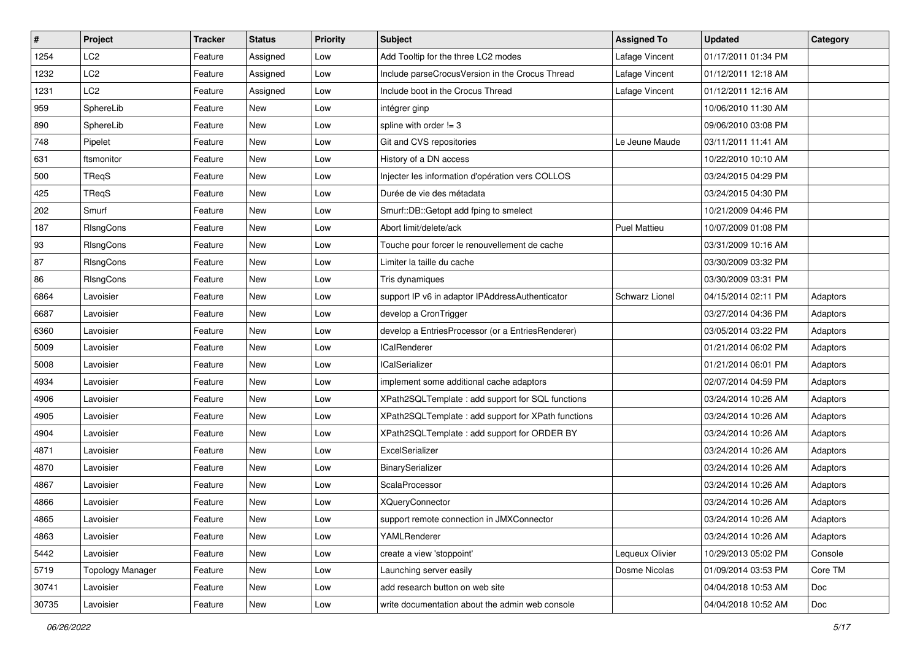| # | Project | Tracker | Status | Priority | Subject | Assigned To | Updated | Category |
|---|---|---|---|---|---|---|---|---|
| 1254 | LC2 | Feature | Assigned | Low | Add Tooltip for the three LC2 modes | Lafage Vincent | 01/17/2011 01:34 PM | |
| 1232 | LC2 | Feature | Assigned | Low | Include parseCrocusVersion in the Crocus Thread | Lafage Vincent | 01/12/2011 12:18 AM | |
| 1231 | LC2 | Feature | Assigned | Low | Include boot in the Crocus Thread | Lafage Vincent | 01/12/2011 12:16 AM | |
| 959 | SphereLib | Feature | New | Low | intégrer ginp | | 10/06/2010 11:30 AM | |
| 890 | SphereLib | Feature | New | Low | spline with order != 3 | | 09/06/2010 03:08 PM | |
| 748 | Pipelet | Feature | New | Low | Git and CVS repositories | Le Jeune Maude | 03/11/2011 11:41 AM | |
| 631 | ftsmonitor | Feature | New | Low | History of a DN access | | 10/22/2010 10:10 AM | |
| 500 | TReqS | Feature | New | Low | Injecter les information d'opération vers COLLOS | | 03/24/2015 04:29 PM | |
| 425 | TReqS | Feature | New | Low | Durée de vie des métadata | | 03/24/2015 04:30 PM | |
| 202 | Smurf | Feature | New | Low | Smurf::DB::Getopt add fping to smelect | | 10/21/2009 04:46 PM | |
| 187 | RlsngCons | Feature | New | Low | Abort limit/delete/ack | Puel Mattieu | 10/07/2009 01:08 PM | |
| 93 | RlsngCons | Feature | New | Low | Touche pour forcer le renouvellement de cache | | 03/31/2009 10:16 AM | |
| 87 | RlsngCons | Feature | New | Low | Limiter la taille du cache | | 03/30/2009 03:32 PM | |
| 86 | RlsngCons | Feature | New | Low | Tris dynamiques | | 03/30/2009 03:31 PM | |
| 6864 | Lavoisier | Feature | New | Low | support IP v6 in adaptor IPAddressAuthenticator | Schwarz Lionel | 04/15/2014 02:11 PM | Adaptors |
| 6687 | Lavoisier | Feature | New | Low | develop a CronTrigger | | 03/27/2014 04:36 PM | Adaptors |
| 6360 | Lavoisier | Feature | New | Low | develop a EntriesProcessor (or a EntriesRenderer) | | 03/05/2014 03:22 PM | Adaptors |
| 5009 | Lavoisier | Feature | New | Low | ICalRenderer | | 01/21/2014 06:02 PM | Adaptors |
| 5008 | Lavoisier | Feature | New | Low | ICalSerializer | | 01/21/2014 06:01 PM | Adaptors |
| 4934 | Lavoisier | Feature | New | Low | implement some additional cache adaptors | | 02/07/2014 04:59 PM | Adaptors |
| 4906 | Lavoisier | Feature | New | Low | XPath2SQLTemplate : add support for SQL functions | | 03/24/2014 10:26 AM | Adaptors |
| 4905 | Lavoisier | Feature | New | Low | XPath2SQLTemplate : add support for XPath functions | | 03/24/2014 10:26 AM | Adaptors |
| 4904 | Lavoisier | Feature | New | Low | XPath2SQLTemplate : add support for ORDER BY | | 03/24/2014 10:26 AM | Adaptors |
| 4871 | Lavoisier | Feature | New | Low | ExcelSerializer | | 03/24/2014 10:26 AM | Adaptors |
| 4870 | Lavoisier | Feature | New | Low | BinarySerializer | | 03/24/2014 10:26 AM | Adaptors |
| 4867 | Lavoisier | Feature | New | Low | ScalaProcessor | | 03/24/2014 10:26 AM | Adaptors |
| 4866 | Lavoisier | Feature | New | Low | XQueryConnector | | 03/24/2014 10:26 AM | Adaptors |
| 4865 | Lavoisier | Feature | New | Low | support remote connection in JMXConnector | | 03/24/2014 10:26 AM | Adaptors |
| 4863 | Lavoisier | Feature | New | Low | YAMLRenderer | | 03/24/2014 10:26 AM | Adaptors |
| 5442 | Lavoisier | Feature | New | Low | create a view 'stoppoint' | Lequeux Olivier | 10/29/2013 05:02 PM | Console |
| 5719 | Topology Manager | Feature | New | Low | Launching server easily | Dosme Nicolas | 01/09/2014 03:53 PM | Core TM |
| 30741 | Lavoisier | Feature | New | Low | add research button on web site | | 04/04/2018 10:53 AM | Doc |
| 30735 | Lavoisier | Feature | New | Low | write documentation about the admin web console | | 04/04/2018 10:52 AM | Doc |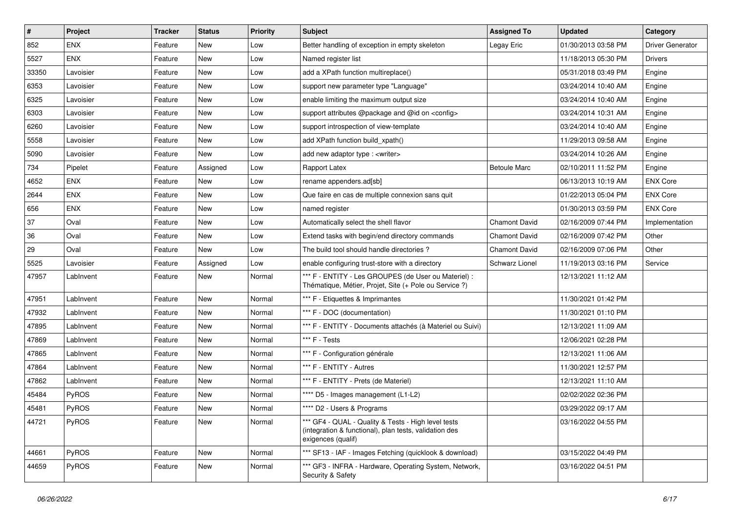| # | Project | Tracker | Status | Priority | Subject | Assigned To | Updated | Category |
|---|---|---|---|---|---|---|---|---|
| 852 | ENX | Feature | New | Low | Better handling of exception in empty skeleton | Legay Eric | 01/30/2013 03:58 PM | Driver Generator |
| 5527 | ENX | Feature | New | Low | Named register list | | 11/18/2013 05:30 PM | Drivers |
| 33350 | Lavoisier | Feature | New | Low | add a XPath function multireplace() | | 05/31/2018 03:49 PM | Engine |
| 6353 | Lavoisier | Feature | New | Low | support new parameter type "Language" | | 03/24/2014 10:40 AM | Engine |
| 6325 | Lavoisier | Feature | New | Low | enable limiting the maximum output size | | 03/24/2014 10:40 AM | Engine |
| 6303 | Lavoisier | Feature | New | Low | support attributes @package and @id on <config> | | 03/24/2014 10:31 AM | Engine |
| 6260 | Lavoisier | Feature | New | Low | support introspection of view-template | | 03/24/2014 10:40 AM | Engine |
| 5558 | Lavoisier | Feature | New | Low | add XPath function build_xpath() | | 11/29/2013 09:58 AM | Engine |
| 5090 | Lavoisier | Feature | New | Low | add new adaptor type : <writer> | | 03/24/2014 10:26 AM | Engine |
| 734 | Pipelet | Feature | Assigned | Low | Rapport Latex | Betoule Marc | 02/10/2011 11:52 PM | Engine |
| 4652 | ENX | Feature | New | Low | rename appenders.ad[sb] | | 06/13/2013 10:19 AM | ENX Core |
| 2644 | ENX | Feature | New | Low | Que faire en cas de multiple connexion sans quit | | 01/22/2013 05:04 PM | ENX Core |
| 656 | ENX | Feature | New | Low | named register | | 01/30/2013 03:59 PM | ENX Core |
| 37 | Oval | Feature | New | Low | Automatically select the shell flavor | Chamont David | 02/16/2009 07:44 PM | Implementation |
| 36 | Oval | Feature | New | Low | Extend tasks with begin/end directory commands | Chamont David | 02/16/2009 07:42 PM | Other |
| 29 | Oval | Feature | New | Low | The build tool should handle directories ? | Chamont David | 02/16/2009 07:06 PM | Other |
| 5525 | Lavoisier | Feature | Assigned | Low | enable configuring trust-store with a directory | Schwarz Lionel | 11/19/2013 03:16 PM | Service |
| 47957 | LabInvent | Feature | New | Normal | *** F - ENTITY - Les GROUPES (de User ou Materiel) : Thématique, Métier, Projet, Site (+ Pole ou Service ?) | | 12/13/2021 11:12 AM | |
| 47951 | LabInvent | Feature | New | Normal | *** F - Etiquettes & Imprimantes | | 11/30/2021 01:42 PM | |
| 47932 | LabInvent | Feature | New | Normal | *** F - DOC (documentation) | | 11/30/2021 01:10 PM | |
| 47895 | LabInvent | Feature | New | Normal | *** F - ENTITY - Documents attachés (à Materiel ou Suivi) | | 12/13/2021 11:09 AM | |
| 47869 | LabInvent | Feature | New | Normal | *** F - Tests | | 12/06/2021 02:28 PM | |
| 47865 | LabInvent | Feature | New | Normal | *** F - Configuration générale | | 12/13/2021 11:06 AM | |
| 47864 | LabInvent | Feature | New | Normal | *** F - ENTITY - Autres | | 11/30/2021 12:57 PM | |
| 47862 | LabInvent | Feature | New | Normal | *** F - ENTITY - Prets (de Materiel) | | 12/13/2021 11:10 AM | |
| 45484 | PyROS | Feature | New | Normal | **** D5 - Images management (L1-L2) | | 02/02/2022 02:36 PM | |
| 45481 | PyROS | Feature | New | Normal | **** D2 - Users & Programs | | 03/29/2022 09:17 AM | |
| 44721 | PyROS | Feature | New | Normal | *** GF4 - QUAL - Quality & Tests - High level tests (integration & functional), plan tests, validation des exigences (qualif) | | 03/16/2022 04:55 PM | |
| 44661 | PyROS | Feature | New | Normal | *** SF13 - IAF - Images Fetching (quicklook & download) | | 03/15/2022 04:49 PM | |
| 44659 | PyROS | Feature | New | Normal | *** GF3 - INFRA - Hardware, Operating System, Network, Security & Safety | | 03/16/2022 04:51 PM | |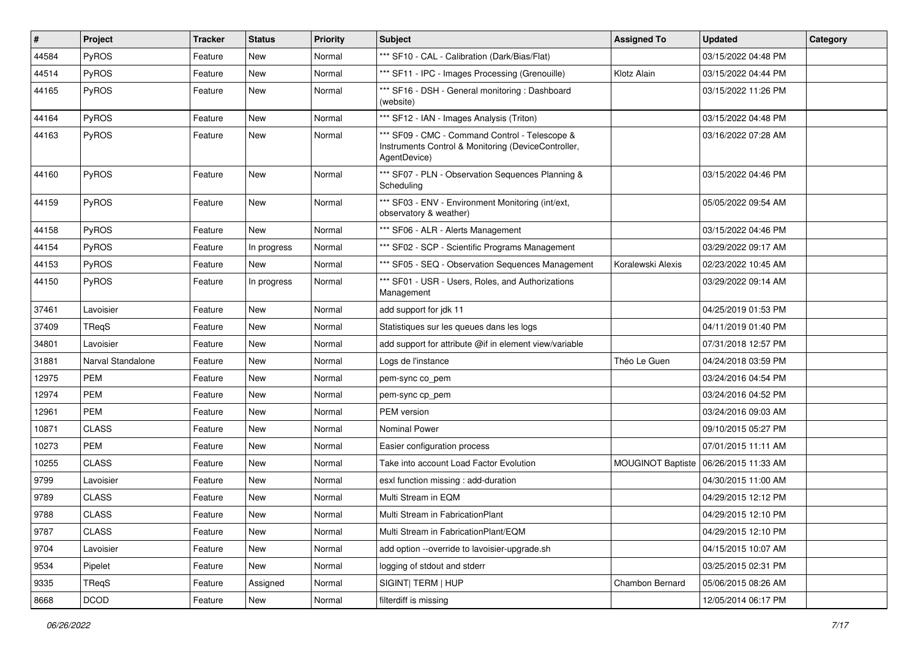| # | Project | Tracker | Status | Priority | Subject | Assigned To | Updated | Category |
|---|---|---|---|---|---|---|---|---|
| 44584 | PyROS | Feature | New | Normal | *** SF10 - CAL - Calibration (Dark/Bias/Flat) | | 03/15/2022 04:48 PM | |
| 44514 | PyROS | Feature | New | Normal | *** SF11 - IPC - Images Processing (Grenouille) | Klotz Alain | 03/15/2022 04:44 PM | |
| 44165 | PyROS | Feature | New | Normal | *** SF16 - DSH - General monitoring : Dashboard (website) | | 03/15/2022 11:26 PM | |
| 44164 | PyROS | Feature | New | Normal | *** SF12 - IAN - Images Analysis (Triton) | | 03/15/2022 04:48 PM | |
| 44163 | PyROS | Feature | New | Normal | *** SF09 - CMC - Command Control - Telescope & Instruments Control & Monitoring (DeviceController, AgentDevice) | | 03/16/2022 07:28 AM | |
| 44160 | PyROS | Feature | New | Normal | *** SF07 - PLN - Observation Sequences Planning & Scheduling | | 03/15/2022 04:46 PM | |
| 44159 | PyROS | Feature | New | Normal | *** SF03 - ENV - Environment Monitoring (int/ext, observatory & weather) | | 05/05/2022 09:54 AM | |
| 44158 | PyROS | Feature | New | Normal | *** SF06 - ALR - Alerts Management | | 03/15/2022 04:46 PM | |
| 44154 | PyROS | Feature | In progress | Normal | *** SF02 - SCP - Scientific Programs Management | | 03/29/2022 09:17 AM | |
| 44153 | PyROS | Feature | New | Normal | *** SF05 - SEQ - Observation Sequences Management | Koralewski Alexis | 02/23/2022 10:45 AM | |
| 44150 | PyROS | Feature | In progress | Normal | *** SF01 - USR - Users, Roles, and Authorizations Management | | 03/29/2022 09:14 AM | |
| 37461 | Lavoisier | Feature | New | Normal | add support for jdk 11 | | 04/25/2019 01:53 PM | |
| 37409 | TReqS | Feature | New | Normal | Statistiques sur les queues dans les logs | | 04/11/2019 01:40 PM | |
| 34801 | Lavoisier | Feature | New | Normal | add support for attribute @if in element view/variable | | 07/31/2018 12:57 PM | |
| 31881 | Narval Standalone | Feature | New | Normal | Logs de l'instance | Théo Le Guen | 04/24/2018 03:59 PM | |
| 12975 | PEM | Feature | New | Normal | pem-sync co_pem | | 03/24/2016 04:54 PM | |
| 12974 | PEM | Feature | New | Normal | pem-sync cp_pem | | 03/24/2016 04:52 PM | |
| 12961 | PEM | Feature | New | Normal | PEM version | | 03/24/2016 09:03 AM | |
| 10871 | CLASS | Feature | New | Normal | Nominal Power | | 09/10/2015 05:27 PM | |
| 10273 | PEM | Feature | New | Normal | Easier configuration process | | 07/01/2015 11:11 AM | |
| 10255 | CLASS | Feature | New | Normal | Take into account Load Factor Evolution | MOUGINOT Baptiste | 06/26/2015 11:33 AM | |
| 9799 | Lavoisier | Feature | New | Normal | esxl function missing : add-duration | | 04/30/2015 11:00 AM | |
| 9789 | CLASS | Feature | New | Normal | Multi Stream in EQM | | 04/29/2015 12:12 PM | |
| 9788 | CLASS | Feature | New | Normal | Multi Stream in FabricationPlant | | 04/29/2015 12:10 PM | |
| 9787 | CLASS | Feature | New | Normal | Multi Stream in FabricationPlant/EQM | | 04/29/2015 12:10 PM | |
| 9704 | Lavoisier | Feature | New | Normal | add option --override to lavoisier-upgrade.sh | | 04/15/2015 10:07 AM | |
| 9534 | Pipelet | Feature | New | Normal | logging of stdout and stderr | | 03/25/2015 02:31 PM | |
| 9335 | TReqS | Feature | Assigned | Normal | SIGINT\| TERM \| HUP | Chambon Bernard | 05/06/2015 08:26 AM | |
| 8668 | DCOD | Feature | New | Normal | filterdiff is missing | | 12/05/2014 06:17 PM | |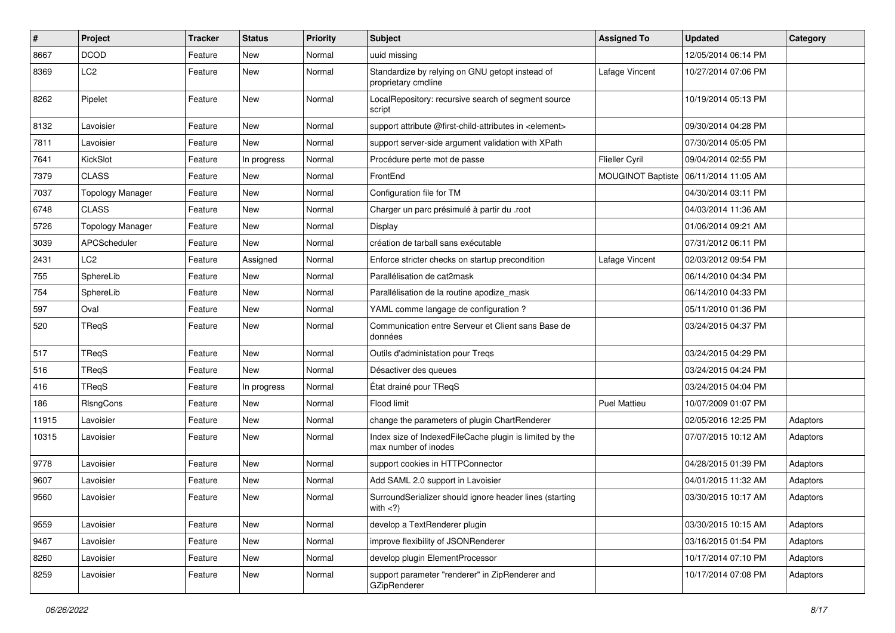| # | Project | Tracker | Status | Priority | Subject | Assigned To | Updated | Category |
|---|---|---|---|---|---|---|---|---|
| 8667 | DCOD | Feature | New | Normal | uuid missing | | 12/05/2014 06:14 PM | |
| 8369 | LC2 | Feature | New | Normal | Standardize by relying on GNU getopt instead of proprietary cmdline | Lafage Vincent | 10/27/2014 07:06 PM | |
| 8262 | Pipelet | Feature | New | Normal | LocalRepository: recursive search of segment source script | | 10/19/2014 05:13 PM | |
| 8132 | Lavoisier | Feature | New | Normal | support attribute @first-child-attributes in <element> | | 09/30/2014 04:28 PM | |
| 7811 | Lavoisier | Feature | New | Normal | support server-side argument validation with XPath | | 07/30/2014 05:05 PM | |
| 7641 | KickSlot | Feature | In progress | Normal | Procédure perte mot de passe | Flieller Cyril | 09/04/2014 02:55 PM | |
| 7379 | CLASS | Feature | New | Normal | FrontEnd | MOUGINOT Baptiste | 06/11/2014 11:05 AM | |
| 7037 | Topology Manager | Feature | New | Normal | Configuration file for TM | | 04/30/2014 03:11 PM | |
| 6748 | CLASS | Feature | New | Normal | Charger un parc présimulé à partir du .root | | 04/03/2014 11:36 AM | |
| 5726 | Topology Manager | Feature | New | Normal | Display | | 01/06/2014 09:21 AM | |
| 3039 | APCScheduler | Feature | New | Normal | création de tarball sans exécutable | | 07/31/2012 06:11 PM | |
| 2431 | LC2 | Feature | Assigned | Normal | Enforce stricter checks on startup precondition | Lafage Vincent | 02/03/2012 09:54 PM | |
| 755 | SphereLib | Feature | New | Normal | Parallélisation de cat2mask | | 06/14/2010 04:34 PM | |
| 754 | SphereLib | Feature | New | Normal | Parallélisation de la routine apodize_mask | | 06/14/2010 04:33 PM | |
| 597 | Oval | Feature | New | Normal | YAML comme langage de configuration ? | | 05/11/2010 01:36 PM | |
| 520 | TReqS | Feature | New | Normal | Communication entre Serveur et Client sans Base de données | | 03/24/2015 04:37 PM | |
| 517 | TReqS | Feature | New | Normal | Outils d'administation pour Treqs | | 03/24/2015 04:29 PM | |
| 516 | TReqS | Feature | New | Normal | Désactiver des queues | | 03/24/2015 04:24 PM | |
| 416 | TReqS | Feature | In progress | Normal | État drainé pour TReqS | | 03/24/2015 04:04 PM | |
| 186 | RlsngCons | Feature | New | Normal | Flood limit | Puel Mattieu | 10/07/2009 01:07 PM | |
| 11915 | Lavoisier | Feature | New | Normal | change the parameters of plugin ChartRenderer | | 02/05/2016 12:25 PM | Adaptors |
| 10315 | Lavoisier | Feature | New | Normal | Index size of IndexedFileCache plugin is limited by the max number of inodes | | 07/07/2015 10:12 AM | Adaptors |
| 9778 | Lavoisier | Feature | New | Normal | support cookies in HTTPConnector | | 04/28/2015 01:39 PM | Adaptors |
| 9607 | Lavoisier | Feature | New | Normal | Add SAML 2.0 support in Lavoisier | | 04/01/2015 11:32 AM | Adaptors |
| 9560 | Lavoisier | Feature | New | Normal | SurroundSerializer should ignore header lines (starting with <?) | | 03/30/2015 10:17 AM | Adaptors |
| 9559 | Lavoisier | Feature | New | Normal | develop a TextRenderer plugin | | 03/30/2015 10:15 AM | Adaptors |
| 9467 | Lavoisier | Feature | New | Normal | improve flexibility of JSONRenderer | | 03/16/2015 01:54 PM | Adaptors |
| 8260 | Lavoisier | Feature | New | Normal | develop plugin ElementProcessor | | 10/17/2014 07:10 PM | Adaptors |
| 8259 | Lavoisier | Feature | New | Normal | support parameter "renderer" in ZipRenderer and GZipRenderer | | 10/17/2014 07:08 PM | Adaptors |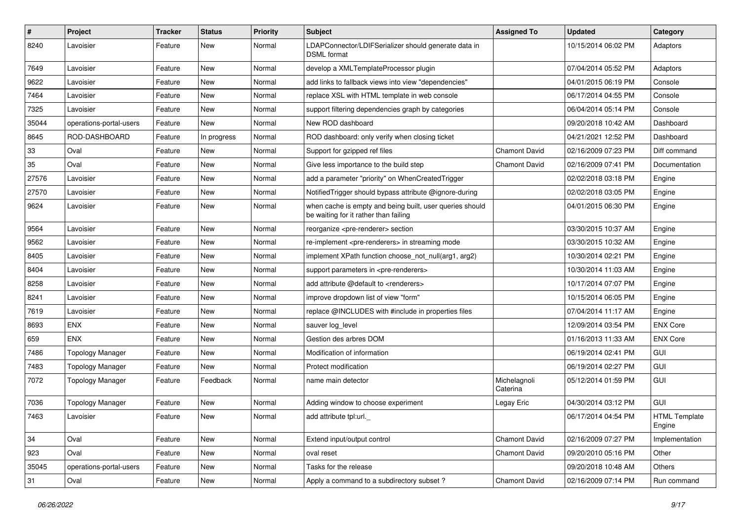| # | Project | Tracker | Status | Priority | Subject | Assigned To | Updated | Category |
|---|---|---|---|---|---|---|---|---|
| 8240 | Lavoisier | Feature | New | Normal | LDAPConnector/LDIFSerializer should generate data in DSML format | | 10/15/2014 06:02 PM | Adaptors |
| 7649 | Lavoisier | Feature | New | Normal | develop a XMLTemplateProcessor plugin | | 07/04/2014 05:52 PM | Adaptors |
| 9622 | Lavoisier | Feature | New | Normal | add links to fallback views into view "dependencies" | | 04/01/2015 06:19 PM | Console |
| 7464 | Lavoisier | Feature | New | Normal | replace XSL with HTML template in web console | | 06/17/2014 04:55 PM | Console |
| 7325 | Lavoisier | Feature | New | Normal | support filtering dependencies graph by categories | | 06/04/2014 05:14 PM | Console |
| 35044 | operations-portal-users | Feature | New | Normal | New ROD dashboard | | 09/20/2018 10:42 AM | Dashboard |
| 8645 | ROD-DASHBOARD | Feature | In progress | Normal | ROD dashboard: only verify when closing ticket | | 04/21/2021 12:52 PM | Dashboard |
| 33 | Oval | Feature | New | Normal | Support for gzipped ref files | Chamont David | 02/16/2009 07:23 PM | Diff command |
| 35 | Oval | Feature | New | Normal | Give less importance to the build step | Chamont David | 02/16/2009 07:41 PM | Documentation |
| 27576 | Lavoisier | Feature | New | Normal | add a parameter "priority" on WhenCreatedTrigger | | 02/02/2018 03:18 PM | Engine |
| 27570 | Lavoisier | Feature | New | Normal | NotifiedTrigger should bypass attribute @ignore-during | | 02/02/2018 03:05 PM | Engine |
| 9624 | Lavoisier | Feature | New | Normal | when cache is empty and being built, user queries should be waiting for it rather than failing | | 04/01/2015 06:30 PM | Engine |
| 9564 | Lavoisier | Feature | New | Normal | reorganize <pre-renderer> section | | 03/30/2015 10:37 AM | Engine |
| 9562 | Lavoisier | Feature | New | Normal | re-implement <pre-renderers> in streaming mode | | 03/30/2015 10:32 AM | Engine |
| 8405 | Lavoisier | Feature | New | Normal | implement XPath function choose_not_null(arg1, arg2) | | 10/30/2014 02:21 PM | Engine |
| 8404 | Lavoisier | Feature | New | Normal | support parameters in <pre-renderers> | | 10/30/2014 11:03 AM | Engine |
| 8258 | Lavoisier | Feature | New | Normal | add attribute @default to <renderers> | | 10/17/2014 07:07 PM | Engine |
| 8241 | Lavoisier | Feature | New | Normal | improve dropdown list of view "form" | | 10/15/2014 06:05 PM | Engine |
| 7619 | Lavoisier | Feature | New | Normal | replace @INCLUDES with #include in properties files | | 07/04/2014 11:17 AM | Engine |
| 8693 | ENX | Feature | New | Normal | sauver log_level | | 12/09/2014 03:54 PM | ENX Core |
| 659 | ENX | Feature | New | Normal | Gestion des arbres DOM | | 01/16/2013 11:33 AM | ENX Core |
| 7486 | Topology Manager | Feature | New | Normal | Modification of information | | 06/19/2014 02:41 PM | GUI |
| 7483 | Topology Manager | Feature | New | Normal | Protect modification | | 06/19/2014 02:27 PM | GUI |
| 7072 | Topology Manager | Feature | Feedback | Normal | name main detector | Michelagnoli Caterina | 05/12/2014 01:59 PM | GUI |
| 7036 | Topology Manager | Feature | New | Normal | Adding window to choose experiment | Legay Eric | 04/30/2014 03:12 PM | GUI |
| 7463 | Lavoisier | Feature | New | Normal | add attribute tpl:url._ | | 06/17/2014 04:54 PM | HTML Template Engine |
| 34 | Oval | Feature | New | Normal | Extend input/output control | Chamont David | 02/16/2009 07:27 PM | Implementation |
| 923 | Oval | Feature | New | Normal | oval reset | Chamont David | 09/20/2010 05:16 PM | Other |
| 35045 | operations-portal-users | Feature | New | Normal | Tasks for the release | | 09/20/2018 10:48 AM | Others |
| 31 | Oval | Feature | New | Normal | Apply a command to a subdirectory subset ? | Chamont David | 02/16/2009 07:14 PM | Run command |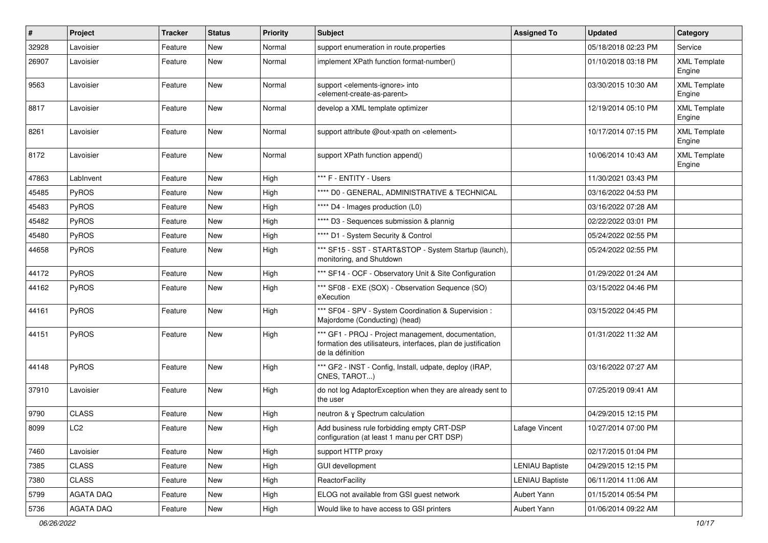| # | Project | Tracker | Status | Priority | Subject | Assigned To | Updated | Category |
|---|---|---|---|---|---|---|---|---|
| 32928 | Lavoisier | Feature | New | Normal | support enumeration in route.properties | | 05/18/2018 02:23 PM | Service |
| 26907 | Lavoisier | Feature | New | Normal | implement XPath function format-number() | | 01/10/2018 03:18 PM | XML Template Engine |
| 9563 | Lavoisier | Feature | New | Normal | support <elements-ignore> into <element-create-as-parent> | | 03/30/2015 10:30 AM | XML Template Engine |
| 8817 | Lavoisier | Feature | New | Normal | develop a XML template optimizer | | 12/19/2014 05:10 PM | XML Template Engine |
| 8261 | Lavoisier | Feature | New | Normal | support attribute @out-xpath on <element> | | 10/17/2014 07:15 PM | XML Template Engine |
| 8172 | Lavoisier | Feature | New | Normal | support XPath function append() | | 10/06/2014 10:43 AM | XML Template Engine |
| 47863 | LabInvent | Feature | New | High | *** F - ENTITY - Users | | 11/30/2021 03:43 PM | |
| 45485 | PyROS | Feature | New | High | **** D0 - GENERAL, ADMINISTRATIVE & TECHNICAL | | 03/16/2022 04:53 PM | |
| 45483 | PyROS | Feature | New | High | **** D4 - Images production (L0) | | 03/16/2022 07:28 AM | |
| 45482 | PyROS | Feature | New | High | **** D3 - Sequences submission & plannig | | 02/22/2022 03:01 PM | |
| 45480 | PyROS | Feature | New | High | **** D1 - System Security & Control | | 05/24/2022 02:55 PM | |
| 44658 | PyROS | Feature | New | High | *** SF15 - SST - START&STOP - System Startup (launch), monitoring, and Shutdown | | 05/24/2022 02:55 PM | |
| 44172 | PyROS | Feature | New | High | *** SF14 - OCF - Observatory Unit & Site Configuration | | 01/29/2022 01:24 AM | |
| 44162 | PyROS | Feature | New | High | *** SF08 - EXE (SOX) - Observation Sequence (SO) eXecution | | 03/15/2022 04:46 PM | |
| 44161 | PyROS | Feature | New | High | *** SF04 - SPV - System Coordination & Supervision : Majordome (Conducting) (head) | | 03/15/2022 04:45 PM | |
| 44151 | PyROS | Feature | New | High | *** GF1 - PROJ - Project management, documentation, formation des utilisateurs, interfaces, plan de justification de la définition | | 01/31/2022 11:32 AM | |
| 44148 | PyROS | Feature | New | High | *** GF2 - INST - Config, Install, udpate, deploy (IRAP, CNES, TAROT...) | | 03/16/2022 07:27 AM | |
| 37910 | Lavoisier | Feature | New | High | do not log AdaptorException when they are already sent to the user | | 07/25/2019 09:41 AM | |
| 9790 | CLASS | Feature | New | High | neutron & γ Spectrum calculation | | 04/29/2015 12:15 PM | |
| 8099 | LC2 | Feature | New | High | Add business rule forbidding empty CRT-DSP configuration (at least 1 manu per CRT DSP) | Lafage Vincent | 10/27/2014 07:00 PM | |
| 7460 | Lavoisier | Feature | New | High | support HTTP proxy | | 02/17/2015 01:04 PM | |
| 7385 | CLASS | Feature | New | High | GUI devellopment | LENIAU Baptiste | 04/29/2015 12:15 PM | |
| 7380 | CLASS | Feature | New | High | ReactorFacility | LENIAU Baptiste | 06/11/2014 11:06 AM | |
| 5799 | AGATA DAQ | Feature | New | High | ELOG not available from GSI guest network | Aubert Yann | 01/15/2014 05:54 PM | |
| 5736 | AGATA DAQ | Feature | New | High | Would like to have access to GSI printers | Aubert Yann | 01/06/2014 09:22 AM | |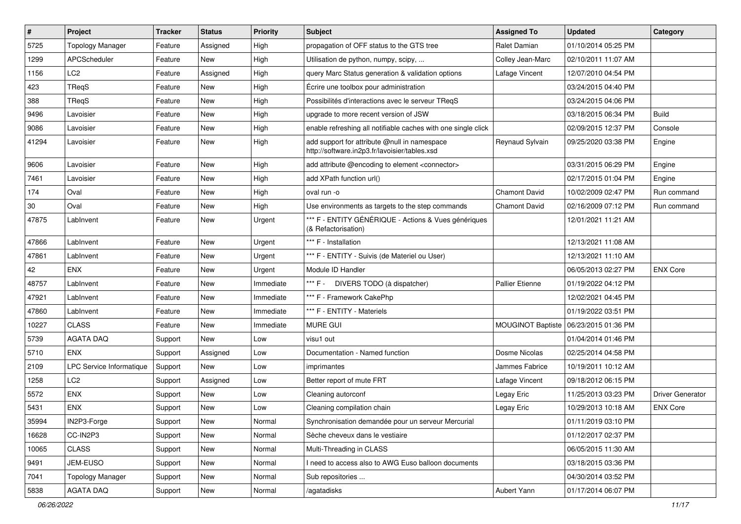| # | Project | Tracker | Status | Priority | Subject | Assigned To | Updated | Category |
|---|---|---|---|---|---|---|---|---|
| 5725 | Topology Manager | Feature | Assigned | High | propagation of OFF status to the GTS tree | Ralet Damian | 01/10/2014 05:25 PM | |
| 1299 | APCScheduler | Feature | New | High | Utilisation de python, numpy, scipy, ... | Colley Jean-Marc | 02/10/2011 11:07 AM | |
| 1156 | LC2 | Feature | Assigned | High | query Marc Status generation & validation options | Lafage Vincent | 12/07/2010 04:54 PM | |
| 423 | TReqS | Feature | New | High | Écrire une toolbox pour administration | | 03/24/2015 04:40 PM | |
| 388 | TReqS | Feature | New | High | Possibilités d'interactions avec le serveur TReqS | | 03/24/2015 04:06 PM | |
| 9496 | Lavoisier | Feature | New | High | upgrade to more recent version of JSW | | 03/18/2015 06:34 PM | Build |
| 9086 | Lavoisier | Feature | New | High | enable refreshing all notifiable caches with one single click | | 02/09/2015 12:37 PM | Console |
| 41294 | Lavoisier | Feature | New | High | add support for attribute @null in namespace http://software.in2p3.fr/lavoisier/tables.xsd | Reynaud Sylvain | 09/25/2020 03:38 PM | Engine |
| 9606 | Lavoisier | Feature | New | High | add attribute @encoding to element <connector> | | 03/31/2015 06:29 PM | Engine |
| 7461 | Lavoisier | Feature | New | High | add XPath function url() | | 02/17/2015 01:04 PM | Engine |
| 174 | Oval | Feature | New | High | oval run -o | Chamont David | 10/02/2009 02:47 PM | Run command |
| 30 | Oval | Feature | New | High | Use environments as targets to the step commands | Chamont David | 02/16/2009 07:12 PM | Run command |
| 47875 | LabInvent | Feature | New | Urgent | *** F - ENTITY GÉNÉRIQUE - Actions & Vues génériques (& Refactorisation) | | 12/01/2021 11:21 AM | |
| 47866 | LabInvent | Feature | New | Urgent | *** F - Installation | | 12/13/2021 11:08 AM | |
| 47861 | LabInvent | Feature | New | Urgent | *** F - ENTITY - Suivis (de Materiel ou User) | | 12/13/2021 11:10 AM | |
| 42 | ENX | Feature | New | Urgent | Module ID Handler | | 06/05/2013 02:27 PM | ENX Core |
| 48757 | LabInvent | Feature | New | Immediate | *** F - DIVERS TODO (à dispatcher) | Pallier Etienne | 01/19/2022 04:12 PM | |
| 47921 | LabInvent | Feature | New | Immediate | *** F - Framework CakePhp | | 12/02/2021 04:45 PM | |
| 47860 | LabInvent | Feature | New | Immediate | *** F - ENTITY - Materiels | | 01/19/2022 03:51 PM | |
| 10227 | CLASS | Feature | New | Immediate | MURE GUI | MOUGINOT Baptiste | 06/23/2015 01:36 PM | |
| 5739 | AGATA DAQ | Support | New | Low | visu1 out | | 01/04/2014 01:46 PM | |
| 5710 | ENX | Support | Assigned | Low | Documentation - Named function | Dosme Nicolas | 02/25/2014 04:58 PM | |
| 2109 | LPC Service Informatique | Support | New | Low | imprimantes | Jammes Fabrice | 10/19/2011 10:12 AM | |
| 1258 | LC2 | Support | Assigned | Low | Better report of mute FRT | Lafage Vincent | 09/18/2012 06:15 PM | |
| 5572 | ENX | Support | New | Low | Cleaning autorconf | Legay Eric | 11/25/2013 03:23 PM | Driver Generator |
| 5431 | ENX | Support | New | Low | Cleaning compilation chain | Legay Eric | 10/29/2013 10:18 AM | ENX Core |
| 35994 | IN2P3-Forge | Support | New | Normal | Synchronisation demandée pour un serveur Mercurial | | 01/11/2019 03:10 PM | |
| 16628 | CC-IN2P3 | Support | New | Normal | Sèche cheveux dans le vestiaire | | 01/12/2017 02:37 PM | |
| 10065 | CLASS | Support | New | Normal | Multi-Threading in CLASS | | 06/05/2015 11:30 AM | |
| 9491 | JEM-EUSO | Support | New | Normal | I need to access also to AWG Euso balloon documents | | 03/18/2015 03:36 PM | |
| 7041 | Topology Manager | Support | New | Normal | Sub repositories ... | | 04/30/2014 03:52 PM | |
| 5838 | AGATA DAQ | Support | New | Normal | /agatadisks | Aubert Yann | 01/17/2014 06:07 PM | |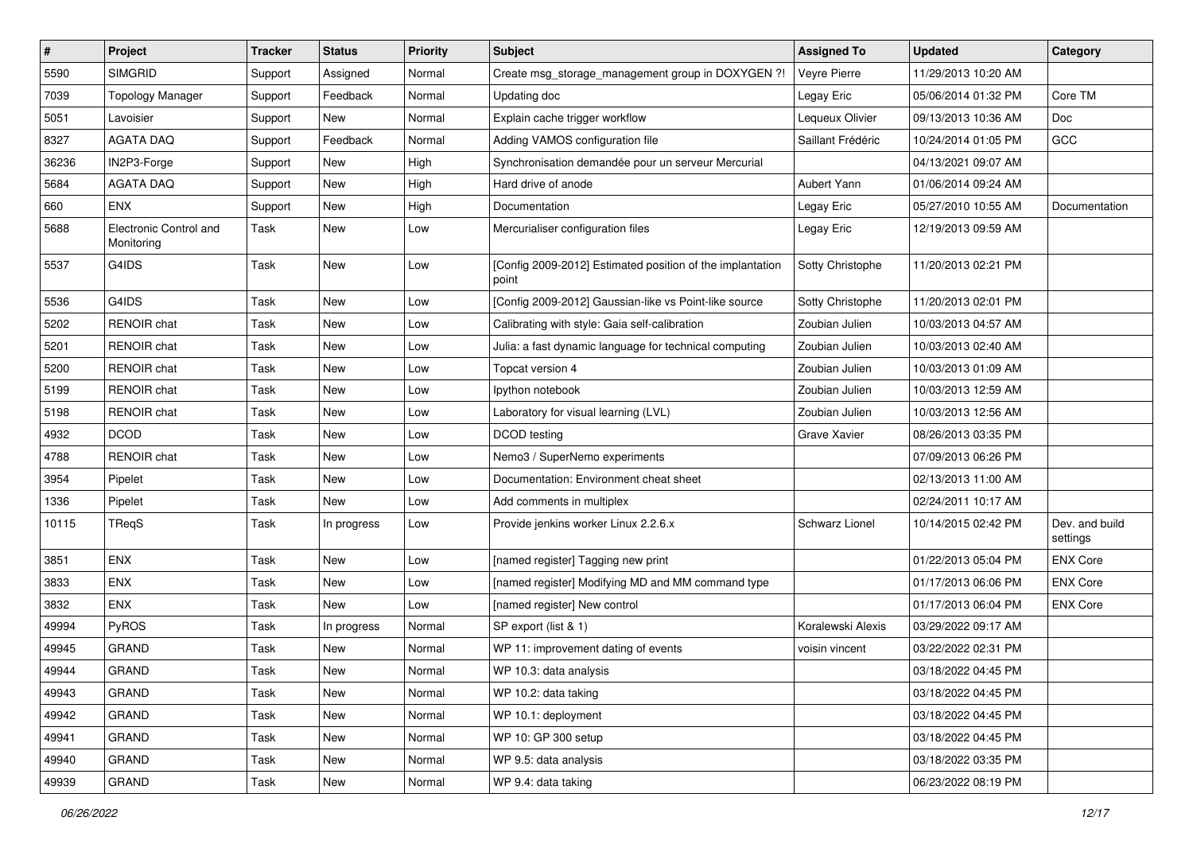| # | Project | Tracker | Status | Priority | Subject | Assigned To | Updated | Category |
|---|---|---|---|---|---|---|---|---|
| 5590 | SIMGRID | Support | Assigned | Normal | Create msg_storage_management group in DOXYGEN ?! | Veyre Pierre | 11/29/2013 10:20 AM | |
| 7039 | Topology Manager | Support | Feedback | Normal | Updating doc | Legay Eric | 05/06/2014 01:32 PM | Core TM |
| 5051 | Lavoisier | Support | New | Normal | Explain cache trigger workflow | Lequeux Olivier | 09/13/2013 10:36 AM | Doc |
| 8327 | AGATA DAQ | Support | Feedback | Normal | Adding VAMOS configuration file | Saillant Frédéric | 10/24/2014 01:05 PM | GCC |
| 36236 | IN2P3-Forge | Support | New | High | Synchronisation demandée pour un serveur Mercurial | | 04/13/2021 09:07 AM | |
| 5684 | AGATA DAQ | Support | New | High | Hard drive of anode | Aubert Yann | 01/06/2014 09:24 AM | |
| 660 | ENX | Support | New | High | Documentation | Legay Eric | 05/27/2010 10:55 AM | Documentation |
| 5688 | Electronic Control and Monitoring | Task | New | Low | Mercurialiser configuration files | Legay Eric | 12/19/2013 09:59 AM | |
| 5537 | G4IDS | Task | New | Low | [Config 2009-2012] Estimated position of the implantation point | Sotty Christophe | 11/20/2013 02:21 PM | |
| 5536 | G4IDS | Task | New | Low | [Config 2009-2012] Gaussian-like vs Point-like source | Sotty Christophe | 11/20/2013 02:01 PM | |
| 5202 | RENOIR chat | Task | New | Low | Calibrating with style: Gaia self-calibration | Zoubian Julien | 10/03/2013 04:57 AM | |
| 5201 | RENOIR chat | Task | New | Low | Julia: a fast dynamic language for technical computing | Zoubian Julien | 10/03/2013 02:40 AM | |
| 5200 | RENOIR chat | Task | New | Low | Topcat version 4 | Zoubian Julien | 10/03/2013 01:09 AM | |
| 5199 | RENOIR chat | Task | New | Low | Ipython notebook | Zoubian Julien | 10/03/2013 12:59 AM | |
| 5198 | RENOIR chat | Task | New | Low | Laboratory for visual learning (LVL) | Zoubian Julien | 10/03/2013 12:56 AM | |
| 4932 | DCOD | Task | New | Low | DCOD testing | Grave Xavier | 08/26/2013 03:35 PM | |
| 4788 | RENOIR chat | Task | New | Low | Nemo3 / SuperNemo experiments | | 07/09/2013 06:26 PM | |
| 3954 | Pipelet | Task | New | Low | Documentation: Environment cheat sheet | | 02/13/2013 11:00 AM | |
| 1336 | Pipelet | Task | New | Low | Add comments in multiplex | | 02/24/2011 10:17 AM | |
| 10115 | TReqS | Task | In progress | Low | Provide jenkins worker Linux 2.2.6.x | Schwarz Lionel | 10/14/2015 02:42 PM | Dev. and build settings |
| 3851 | ENX | Task | New | Low | [named register] Tagging new print | | 01/22/2013 05:04 PM | ENX Core |
| 3833 | ENX | Task | New | Low | [named register] Modifying MD and MM command type | | 01/17/2013 06:06 PM | ENX Core |
| 3832 | ENX | Task | New | Low | [named register] New control | | 01/17/2013 06:04 PM | ENX Core |
| 49994 | PyROS | Task | In progress | Normal | SP export (list & 1) | Koralewski Alexis | 03/29/2022 09:17 AM | |
| 49945 | GRAND | Task | New | Normal | WP 11: improvement dating of events | voisin vincent | 03/22/2022 02:31 PM | |
| 49944 | GRAND | Task | New | Normal | WP 10.3: data analysis | | 03/18/2022 04:45 PM | |
| 49943 | GRAND | Task | New | Normal | WP 10.2: data taking | | 03/18/2022 04:45 PM | |
| 49942 | GRAND | Task | New | Normal | WP 10.1: deployment | | 03/18/2022 04:45 PM | |
| 49941 | GRAND | Task | New | Normal | WP 10: GP 300 setup | | 03/18/2022 04:45 PM | |
| 49940 | GRAND | Task | New | Normal | WP 9.5: data analysis | | 03/18/2022 03:35 PM | |
| 49939 | GRAND | Task | New | Normal | WP 9.4: data taking | | 06/23/2022 08:19 PM | |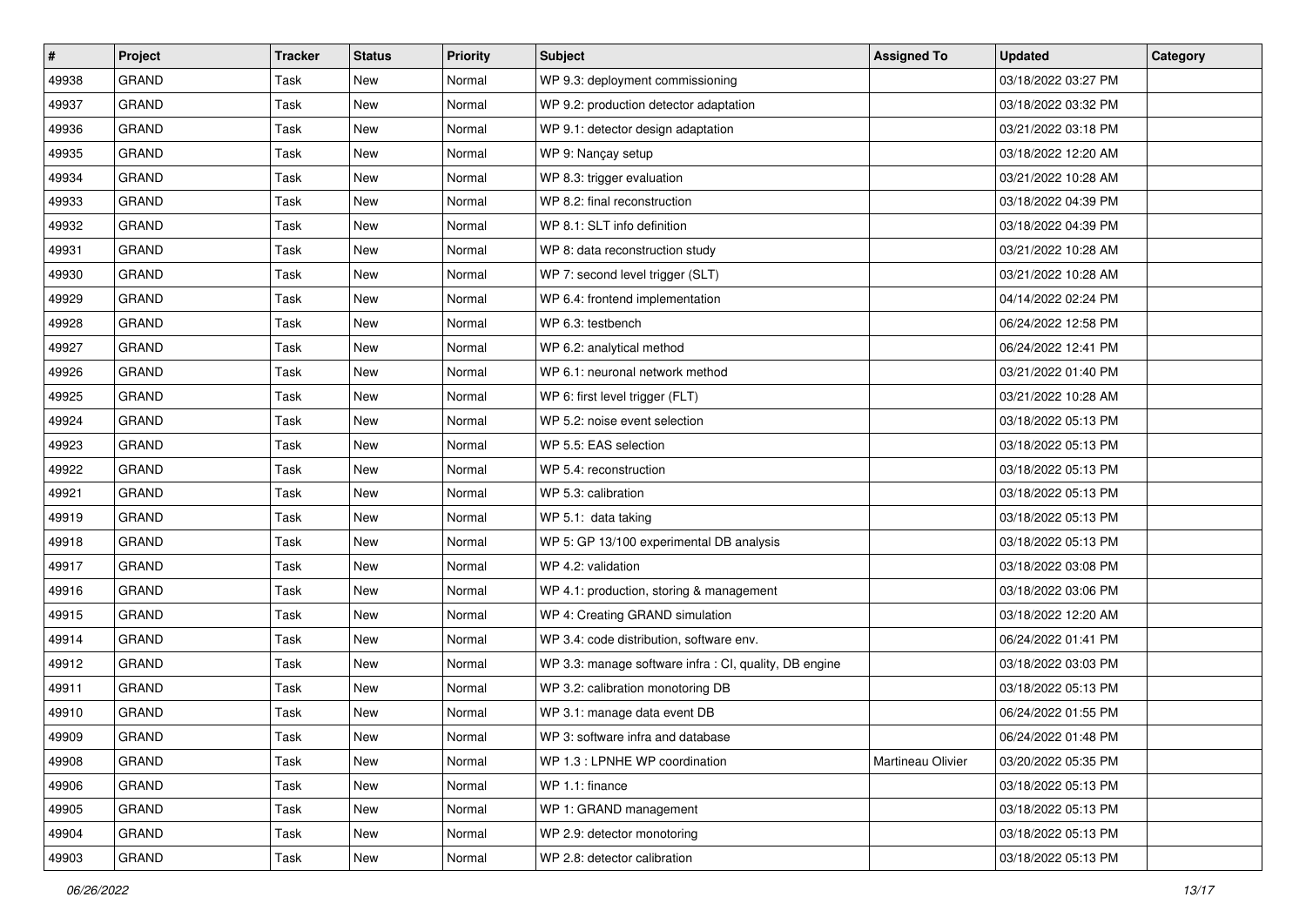| # | Project | Tracker | Status | Priority | Subject | Assigned To | Updated | Category |
|---|---|---|---|---|---|---|---|---|
| 49938 | GRAND | Task | New | Normal | WP 9.3: deployment commissioning | | 03/18/2022 03:27 PM | |
| 49937 | GRAND | Task | New | Normal | WP 9.2: production detector adaptation | | 03/18/2022 03:32 PM | |
| 49936 | GRAND | Task | New | Normal | WP 9.1: detector design adaptation | | 03/21/2022 03:18 PM | |
| 49935 | GRAND | Task | New | Normal | WP 9: Nançay setup | | 03/18/2022 12:20 AM | |
| 49934 | GRAND | Task | New | Normal | WP 8.3: trigger evaluation | | 03/21/2022 10:28 AM | |
| 49933 | GRAND | Task | New | Normal | WP 8.2: final reconstruction | | 03/18/2022 04:39 PM | |
| 49932 | GRAND | Task | New | Normal | WP 8.1: SLT info definition | | 03/18/2022 04:39 PM | |
| 49931 | GRAND | Task | New | Normal | WP 8: data reconstruction study | | 03/21/2022 10:28 AM | |
| 49930 | GRAND | Task | New | Normal | WP 7: second level trigger (SLT) | | 03/21/2022 10:28 AM | |
| 49929 | GRAND | Task | New | Normal | WP 6.4: frontend implementation | | 04/14/2022 02:24 PM | |
| 49928 | GRAND | Task | New | Normal | WP 6.3: testbench | | 06/24/2022 12:58 PM | |
| 49927 | GRAND | Task | New | Normal | WP 6.2: analytical method | | 06/24/2022 12:41 PM | |
| 49926 | GRAND | Task | New | Normal | WP 6.1: neuronal network method | | 03/21/2022 01:40 PM | |
| 49925 | GRAND | Task | New | Normal | WP 6: first level trigger (FLT) | | 03/21/2022 10:28 AM | |
| 49924 | GRAND | Task | New | Normal | WP 5.2: noise event selection | | 03/18/2022 05:13 PM | |
| 49923 | GRAND | Task | New | Normal | WP 5.5: EAS selection | | 03/18/2022 05:13 PM | |
| 49922 | GRAND | Task | New | Normal | WP 5.4: reconstruction | | 03/18/2022 05:13 PM | |
| 49921 | GRAND | Task | New | Normal | WP 5.3: calibration | | 03/18/2022 05:13 PM | |
| 49919 | GRAND | Task | New | Normal | WP 5.1: data taking | | 03/18/2022 05:13 PM | |
| 49918 | GRAND | Task | New | Normal | WP 5: GP 13/100 experimental DB analysis | | 03/18/2022 05:13 PM | |
| 49917 | GRAND | Task | New | Normal | WP 4.2: validation | | 03/18/2022 03:08 PM | |
| 49916 | GRAND | Task | New | Normal | WP 4.1: production, storing & management | | 03/18/2022 03:06 PM | |
| 49915 | GRAND | Task | New | Normal | WP 4: Creating GRAND simulation | | 03/18/2022 12:20 AM | |
| 49914 | GRAND | Task | New | Normal | WP 3.4: code distribution, software env. | | 06/24/2022 01:41 PM | |
| 49912 | GRAND | Task | New | Normal | WP 3.3: manage software infra : CI, quality, DB engine | | 03/18/2022 03:03 PM | |
| 49911 | GRAND | Task | New | Normal | WP 3.2: calibration monotoring DB | | 03/18/2022 05:13 PM | |
| 49910 | GRAND | Task | New | Normal | WP 3.1: manage data event DB | | 06/24/2022 01:55 PM | |
| 49909 | GRAND | Task | New | Normal | WP 3: software infra and database | | 06/24/2022 01:48 PM | |
| 49908 | GRAND | Task | New | Normal | WP 1.3 : LPNHE WP coordination | Martineau Olivier | 03/20/2022 05:35 PM | |
| 49906 | GRAND | Task | New | Normal | WP 1.1: finance | | 03/18/2022 05:13 PM | |
| 49905 | GRAND | Task | New | Normal | WP 1: GRAND management | | 03/18/2022 05:13 PM | |
| 49904 | GRAND | Task | New | Normal | WP 2.9: detector monotoring | | 03/18/2022 05:13 PM | |
| 49903 | GRAND | Task | New | Normal | WP 2.8: detector calibration | | 03/18/2022 05:13 PM | |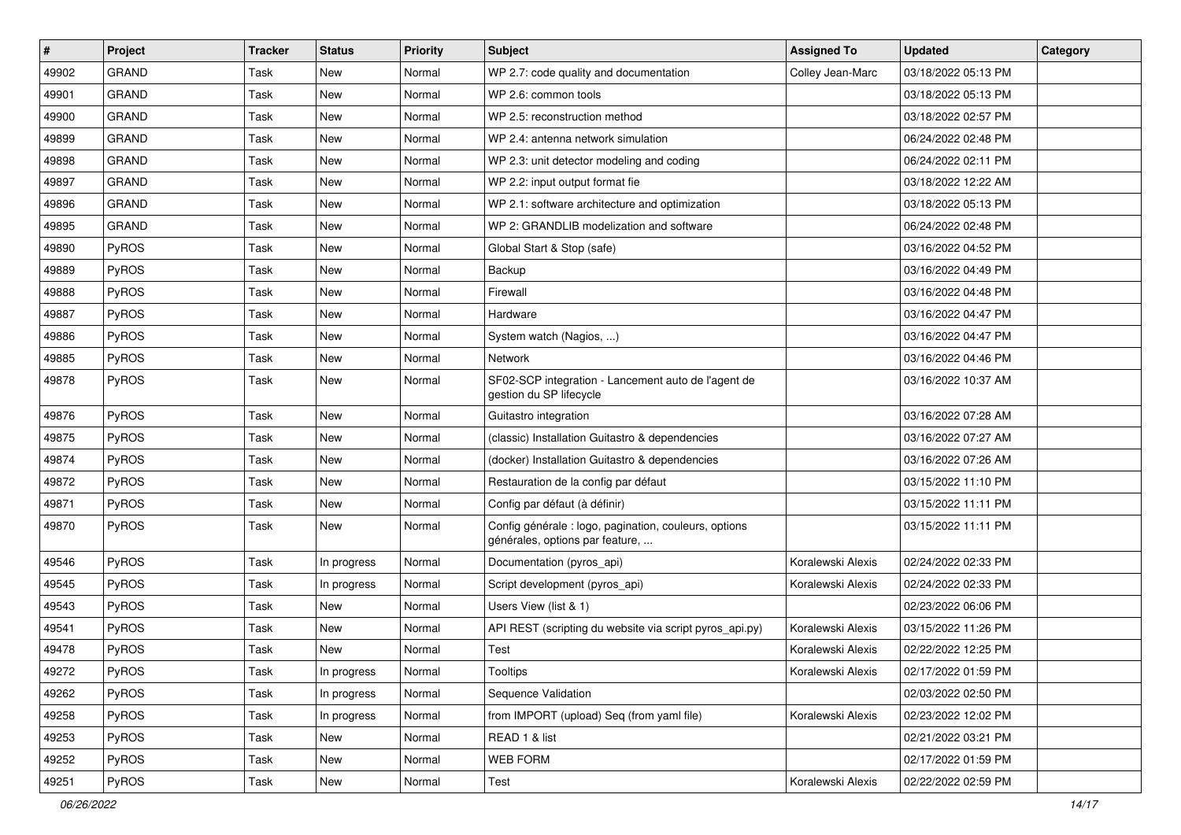| # | Project | Tracker | Status | Priority | Subject | Assigned To | Updated | Category |
|---|---|---|---|---|---|---|---|---|
| 49902 | GRAND | Task | New | Normal | WP 2.7: code quality and documentation | Colley Jean-Marc | 03/18/2022 05:13 PM | |
| 49901 | GRAND | Task | New | Normal | WP 2.6: common tools | | 03/18/2022 05:13 PM | |
| 49900 | GRAND | Task | New | Normal | WP 2.5: reconstruction method | | 03/18/2022 02:57 PM | |
| 49899 | GRAND | Task | New | Normal | WP 2.4: antenna network simulation | | 06/24/2022 02:48 PM | |
| 49898 | GRAND | Task | New | Normal | WP 2.3: unit detector modeling and coding | | 06/24/2022 02:11 PM | |
| 49897 | GRAND | Task | New | Normal | WP 2.2: input output format fie | | 03/18/2022 12:22 AM | |
| 49896 | GRAND | Task | New | Normal | WP 2.1: software architecture and optimization | | 03/18/2022 05:13 PM | |
| 49895 | GRAND | Task | New | Normal | WP 2: GRANDLIB modelization and software | | 06/24/2022 02:48 PM | |
| 49890 | PyROS | Task | New | Normal | Global Start & Stop (safe) | | 03/16/2022 04:52 PM | |
| 49889 | PyROS | Task | New | Normal | Backup | | 03/16/2022 04:49 PM | |
| 49888 | PyROS | Task | New | Normal | Firewall | | 03/16/2022 04:48 PM | |
| 49887 | PyROS | Task | New | Normal | Hardware | | 03/16/2022 04:47 PM | |
| 49886 | PyROS | Task | New | Normal | System watch (Nagios, ...) | | 03/16/2022 04:47 PM | |
| 49885 | PyROS | Task | New | Normal | Network | | 03/16/2022 04:46 PM | |
| 49878 | PyROS | Task | New | Normal | SF02-SCP integration - Lancement auto de l'agent de gestion du SP lifecycle | | 03/16/2022 10:37 AM | |
| 49876 | PyROS | Task | New | Normal | Guitastro integration | | 03/16/2022 07:28 AM | |
| 49875 | PyROS | Task | New | Normal | (classic) Installation Guitastro & dependencies | | 03/16/2022 07:27 AM | |
| 49874 | PyROS | Task | New | Normal | (docker) Installation Guitastro & dependencies | | 03/16/2022 07:26 AM | |
| 49872 | PyROS | Task | New | Normal | Restauration de la config par défaut | | 03/15/2022 11:10 PM | |
| 49871 | PyROS | Task | New | Normal | Config par défaut (à définir) | | 03/15/2022 11:11 PM | |
| 49870 | PyROS | Task | New | Normal | Config générale : logo, pagination, couleurs, options générales, options par feature, ... | | 03/15/2022 11:11 PM | |
| 49546 | PyROS | Task | In progress | Normal | Documentation (pyros_api) | Koralewski Alexis | 02/24/2022 02:33 PM | |
| 49545 | PyROS | Task | In progress | Normal | Script development (pyros_api) | Koralewski Alexis | 02/24/2022 02:33 PM | |
| 49543 | PyROS | Task | New | Normal | Users View (list & 1) | | 02/23/2022 06:06 PM | |
| 49541 | PyROS | Task | New | Normal | API REST (scripting du website via script pyros_api.py) | Koralewski Alexis | 03/15/2022 11:26 PM | |
| 49478 | PyROS | Task | New | Normal | Test | Koralewski Alexis | 02/22/2022 12:25 PM | |
| 49272 | PyROS | Task | In progress | Normal | Tooltips | Koralewski Alexis | 02/17/2022 01:59 PM | |
| 49262 | PyROS | Task | In progress | Normal | Sequence Validation | | 02/03/2022 02:50 PM | |
| 49258 | PyROS | Task | In progress | Normal | from IMPORT (upload) Seq (from yaml file) | Koralewski Alexis | 02/23/2022 12:02 PM | |
| 49253 | PyROS | Task | New | Normal | READ 1 & list | | 02/21/2022 03:21 PM | |
| 49252 | PyROS | Task | New | Normal | WEB FORM | | 02/17/2022 01:59 PM | |
| 49251 | PyROS | Task | New | Normal | Test | Koralewski Alexis | 02/22/2022 02:59 PM | |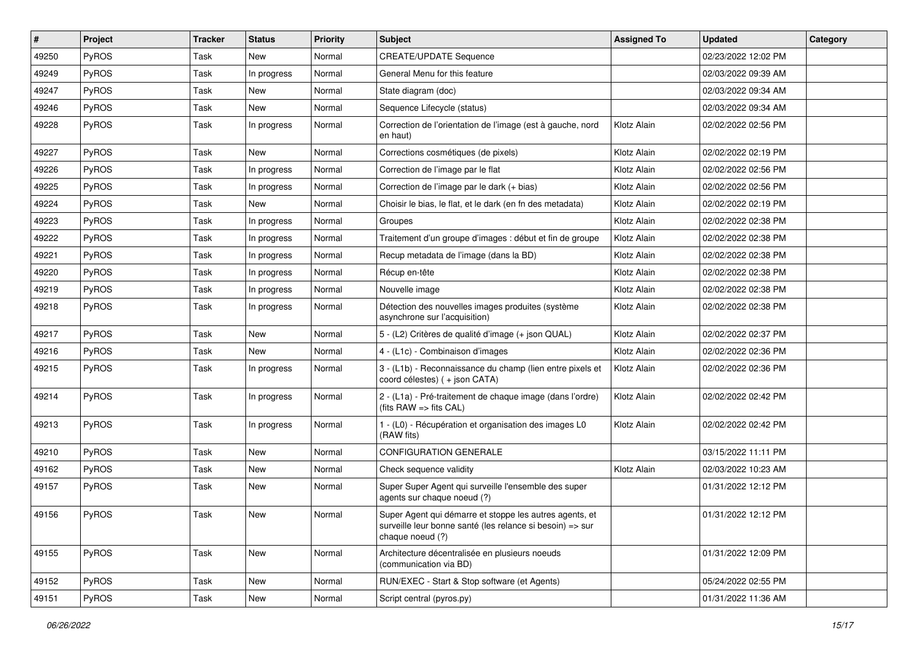| # | Project | Tracker | Status | Priority | Subject | Assigned To | Updated | Category |
|---|---|---|---|---|---|---|---|---|
| 49250 | PyROS | Task | New | Normal | CREATE/UPDATE Sequence | | 02/23/2022 12:02 PM | |
| 49249 | PyROS | Task | In progress | Normal | General Menu for this feature | | 02/03/2022 09:39 AM | |
| 49247 | PyROS | Task | New | Normal | State diagram (doc) | | 02/03/2022 09:34 AM | |
| 49246 | PyROS | Task | New | Normal | Sequence Lifecycle (status) | | 02/03/2022 09:34 AM | |
| 49228 | PyROS | Task | In progress | Normal | Correction de l'orientation de l'image (est à gauche, nord en haut) | Klotz Alain | 02/02/2022 02:56 PM | |
| 49227 | PyROS | Task | New | Normal | Corrections cosmétiques (de pixels) | Klotz Alain | 02/02/2022 02:19 PM | |
| 49226 | PyROS | Task | In progress | Normal | Correction de l'image par le flat | Klotz Alain | 02/02/2022 02:56 PM | |
| 49225 | PyROS | Task | In progress | Normal | Correction de l'image par le dark (+ bias) | Klotz Alain | 02/02/2022 02:56 PM | |
| 49224 | PyROS | Task | New | Normal | Choisir le bias, le flat, et le dark (en fn des metadata) | Klotz Alain | 02/02/2022 02:19 PM | |
| 49223 | PyROS | Task | In progress | Normal | Groupes | Klotz Alain | 02/02/2022 02:38 PM | |
| 49222 | PyROS | Task | In progress | Normal | Traitement d'un groupe d'images : début et fin de groupe | Klotz Alain | 02/02/2022 02:38 PM | |
| 49221 | PyROS | Task | In progress | Normal | Recup metadata de l'image (dans la BD) | Klotz Alain | 02/02/2022 02:38 PM | |
| 49220 | PyROS | Task | In progress | Normal | Récup en-tête | Klotz Alain | 02/02/2022 02:38 PM | |
| 49219 | PyROS | Task | In progress | Normal | Nouvelle image | Klotz Alain | 02/02/2022 02:38 PM | |
| 49218 | PyROS | Task | In progress | Normal | Détection des nouvelles images produites (système asynchrone sur l'acquisition) | Klotz Alain | 02/02/2022 02:38 PM | |
| 49217 | PyROS | Task | New | Normal | 5 - (L2) Critères de qualité d'image (+ json QUAL) | Klotz Alain | 02/02/2022 02:37 PM | |
| 49216 | PyROS | Task | New | Normal | 4 - (L1c) - Combinaison d'images | Klotz Alain | 02/02/2022 02:36 PM | |
| 49215 | PyROS | Task | In progress | Normal | 3 - (L1b) - Reconnaissance du champ (lien entre pixels et coord célestes) ( + json CATA) | Klotz Alain | 02/02/2022 02:36 PM | |
| 49214 | PyROS | Task | In progress | Normal | 2 - (L1a) - Pré-traitement de chaque image (dans l'ordre) (fits RAW => fits CAL) | Klotz Alain | 02/02/2022 02:42 PM | |
| 49213 | PyROS | Task | In progress | Normal | 1 - (L0) - Récupération et organisation des images L0 (RAW fits) | Klotz Alain | 02/02/2022 02:42 PM | |
| 49210 | PyROS | Task | New | Normal | CONFIGURATION GENERALE | | 03/15/2022 11:11 PM | |
| 49162 | PyROS | Task | New | Normal | Check sequence validity | Klotz Alain | 02/03/2022 10:23 AM | |
| 49157 | PyROS | Task | New | Normal | Super Super Agent qui surveille l'ensemble des super agents sur chaque noeud (?) | | 01/31/2022 12:12 PM | |
| 49156 | PyROS | Task | New | Normal | Super Agent qui démarre et stoppe les autres agents, et surveille leur bonne santé (les relance si besoin) => sur chaque noeud (?) | | 01/31/2022 12:12 PM | |
| 49155 | PyROS | Task | New | Normal | Architecture décentralisée en plusieurs noeuds (communication via BD) | | 01/31/2022 12:09 PM | |
| 49152 | PyROS | Task | New | Normal | RUN/EXEC - Start & Stop software (et Agents) | | 05/24/2022 02:55 PM | |
| 49151 | PyROS | Task | New | Normal | Script central (pyros.py) | | 01/31/2022 11:36 AM | |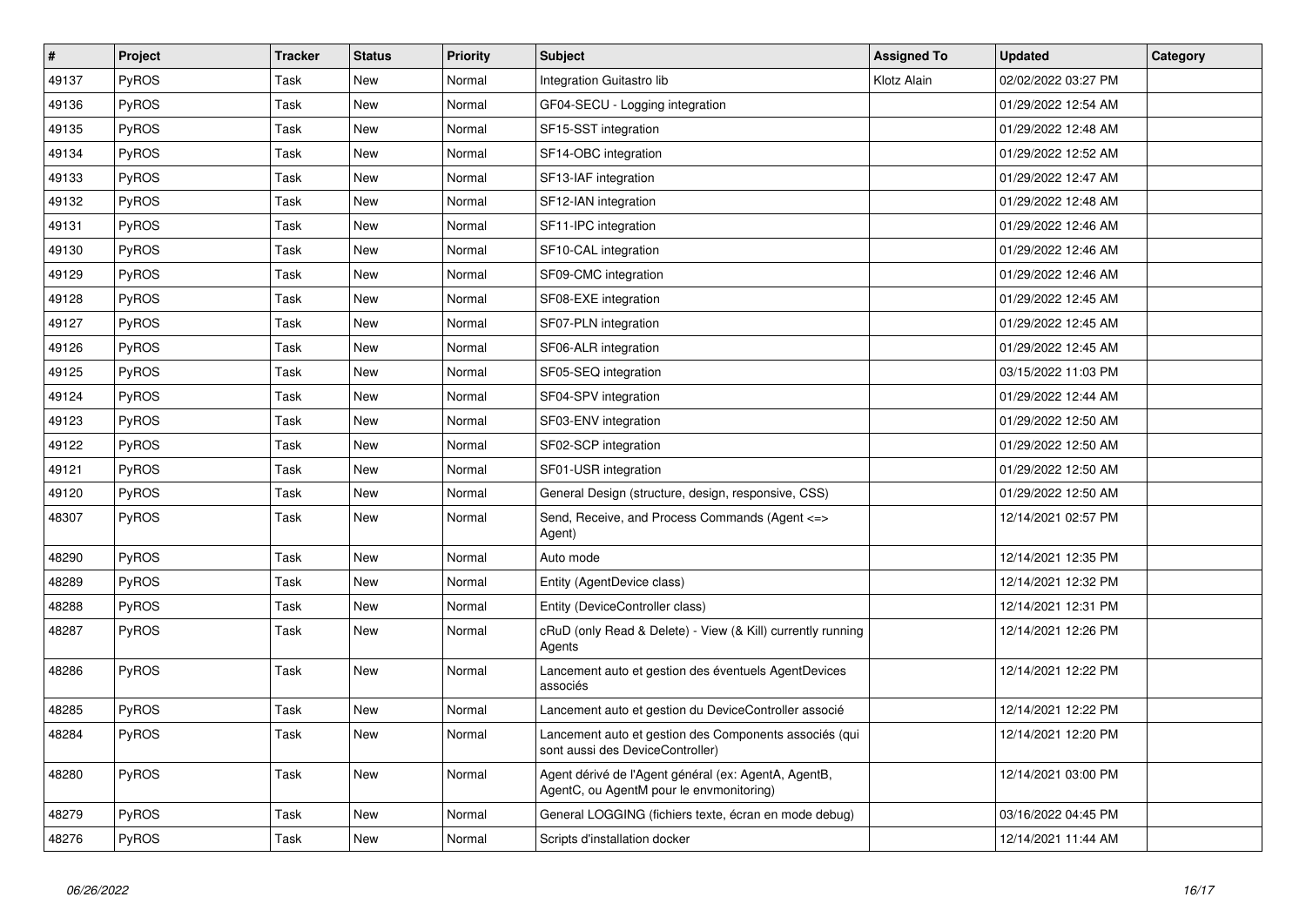| # | Project | Tracker | Status | Priority | Subject | Assigned To | Updated | Category |
|---|---|---|---|---|---|---|---|---|
| 49137 | PyROS | Task | New | Normal | Integration Guitastro lib | Klotz Alain | 02/02/2022 03:27 PM | |
| 49136 | PyROS | Task | New | Normal | GF04-SECU - Logging integration | | 01/29/2022 12:54 AM | |
| 49135 | PyROS | Task | New | Normal | SF15-SST integration | | 01/29/2022 12:48 AM | |
| 49134 | PyROS | Task | New | Normal | SF14-OBC integration | | 01/29/2022 12:52 AM | |
| 49133 | PyROS | Task | New | Normal | SF13-IAF integration | | 01/29/2022 12:47 AM | |
| 49132 | PyROS | Task | New | Normal | SF12-IAN integration | | 01/29/2022 12:48 AM | |
| 49131 | PyROS | Task | New | Normal | SF11-IPC integration | | 01/29/2022 12:46 AM | |
| 49130 | PyROS | Task | New | Normal | SF10-CAL integration | | 01/29/2022 12:46 AM | |
| 49129 | PyROS | Task | New | Normal | SF09-CMC integration | | 01/29/2022 12:46 AM | |
| 49128 | PyROS | Task | New | Normal | SF08-EXE integration | | 01/29/2022 12:45 AM | |
| 49127 | PyROS | Task | New | Normal | SF07-PLN integration | | 01/29/2022 12:45 AM | |
| 49126 | PyROS | Task | New | Normal | SF06-ALR integration | | 01/29/2022 12:45 AM | |
| 49125 | PyROS | Task | New | Normal | SF05-SEQ integration | | 03/15/2022 11:03 PM | |
| 49124 | PyROS | Task | New | Normal | SF04-SPV integration | | 01/29/2022 12:44 AM | |
| 49123 | PyROS | Task | New | Normal | SF03-ENV integration | | 01/29/2022 12:50 AM | |
| 49122 | PyROS | Task | New | Normal | SF02-SCP integration | | 01/29/2022 12:50 AM | |
| 49121 | PyROS | Task | New | Normal | SF01-USR integration | | 01/29/2022 12:50 AM | |
| 49120 | PyROS | Task | New | Normal | General Design (structure, design, responsive, CSS) | | 01/29/2022 12:50 AM | |
| 48307 | PyROS | Task | New | Normal | Send, Receive, and Process Commands (Agent <=> Agent) | | 12/14/2021 02:57 PM | |
| 48290 | PyROS | Task | New | Normal | Auto mode | | 12/14/2021 12:35 PM | |
| 48289 | PyROS | Task | New | Normal | Entity (AgentDevice class) | | 12/14/2021 12:32 PM | |
| 48288 | PyROS | Task | New | Normal | Entity (DeviceController class) | | 12/14/2021 12:31 PM | |
| 48287 | PyROS | Task | New | Normal | cRuD (only Read & Delete) - View (& Kill) currently running Agents | | 12/14/2021 12:26 PM | |
| 48286 | PyROS | Task | New | Normal | Lancement auto et gestion des éventuels AgentDevices associés | | 12/14/2021 12:22 PM | |
| 48285 | PyROS | Task | New | Normal | Lancement auto et gestion du DeviceController associé | | 12/14/2021 12:22 PM | |
| 48284 | PyROS | Task | New | Normal | Lancement auto et gestion des Components associés (qui sont aussi des DeviceController) | | 12/14/2021 12:20 PM | |
| 48280 | PyROS | Task | New | Normal | Agent dérivé de l'Agent général (ex: AgentA, AgentB, AgentC, ou AgentM pour le envmonitoring) | | 12/14/2021 03:00 PM | |
| 48279 | PyROS | Task | New | Normal | General LOGGING (fichiers texte, écran en mode debug) | | 03/16/2022 04:45 PM | |
| 48276 | PyROS | Task | New | Normal | Scripts d'installation docker | | 12/14/2021 11:44 AM | |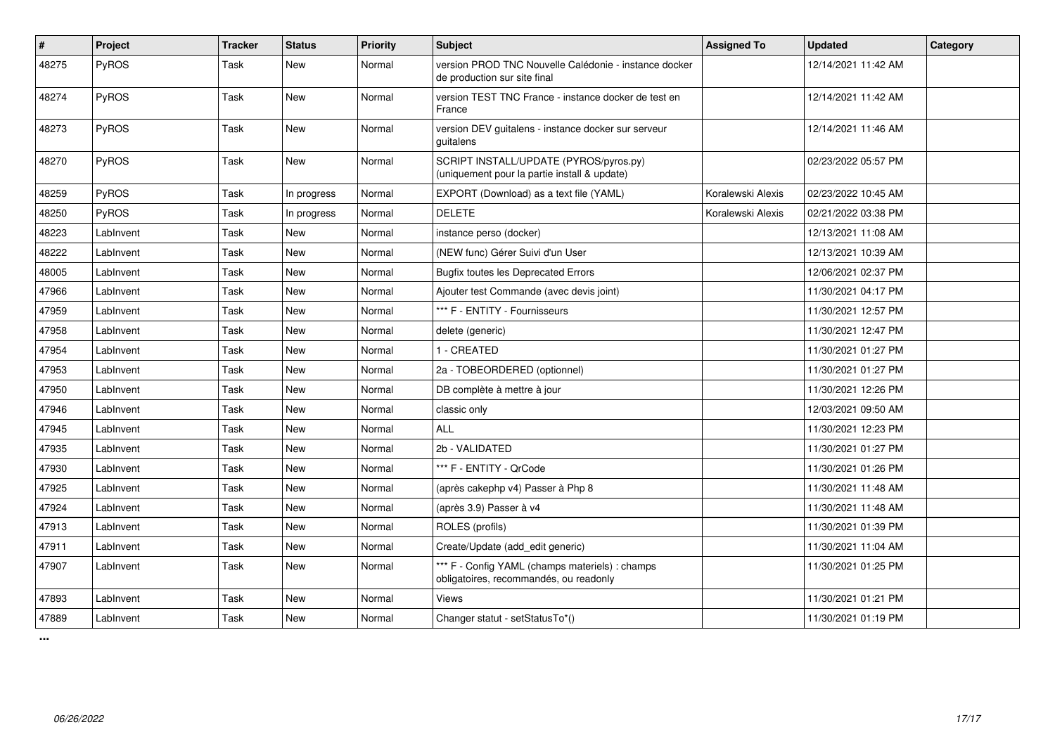| # | Project | Tracker | Status | Priority | Subject | Assigned To | Updated | Category |
| --- | --- | --- | --- | --- | --- | --- | --- | --- |
| 48275 | PyROS | Task | New | Normal | version PROD TNC Nouvelle Calédonie - instance docker de production sur site final | | 12/14/2021 11:42 AM | |
| 48274 | PyROS | Task | New | Normal | version TEST TNC France - instance docker de test en France | | 12/14/2021 11:42 AM | |
| 48273 | PyROS | Task | New | Normal | version DEV guitalens - instance docker sur serveur guitalens | | 12/14/2021 11:46 AM | |
| 48270 | PyROS | Task | New | Normal | SCRIPT INSTALL/UPDATE (PYROS/pyros.py) (uniquement pour la partie install & update) | | 02/23/2022 05:57 PM | |
| 48259 | PyROS | Task | In progress | Normal | EXPORT (Download) as a text file (YAML) | Koralewski Alexis | 02/23/2022 10:45 AM | |
| 48250 | PyROS | Task | In progress | Normal | DELETE | Koralewski Alexis | 02/21/2022 03:38 PM | |
| 48223 | LabInvent | Task | New | Normal | instance perso (docker) | | 12/13/2021 11:08 AM | |
| 48222 | LabInvent | Task | New | Normal | (NEW func) Gérer Suivi d'un User | | 12/13/2021 10:39 AM | |
| 48005 | LabInvent | Task | New | Normal | Bugfix toutes les Deprecated Errors | | 12/06/2021 02:37 PM | |
| 47966 | LabInvent | Task | New | Normal | Ajouter test Commande (avec devis joint) | | 11/30/2021 04:17 PM | |
| 47959 | LabInvent | Task | New | Normal | *** F - ENTITY - Fournisseurs | | 11/30/2021 12:57 PM | |
| 47958 | LabInvent | Task | New | Normal | delete (generic) | | 11/30/2021 12:47 PM | |
| 47954 | LabInvent | Task | New | Normal | 1 - CREATED | | 11/30/2021 01:27 PM | |
| 47953 | LabInvent | Task | New | Normal | 2a - TOBEORDERED (optionnel) | | 11/30/2021 01:27 PM | |
| 47950 | LabInvent | Task | New | Normal | DB complète à mettre à jour | | 11/30/2021 12:26 PM | |
| 47946 | LabInvent | Task | New | Normal | classic only | | 12/03/2021 09:50 AM | |
| 47945 | LabInvent | Task | New | Normal | ALL | | 11/30/2021 12:23 PM | |
| 47935 | LabInvent | Task | New | Normal | 2b - VALIDATED | | 11/30/2021 01:27 PM | |
| 47930 | LabInvent | Task | New | Normal | *** F - ENTITY - QrCode | | 11/30/2021 01:26 PM | |
| 47925 | LabInvent | Task | New | Normal | (après cakephp v4) Passer à Php 8 | | 11/30/2021 11:48 AM | |
| 47924 | LabInvent | Task | New | Normal | (après 3.9) Passer à v4 | | 11/30/2021 11:48 AM | |
| 47913 | LabInvent | Task | New | Normal | ROLES (profils) | | 11/30/2021 01:39 PM | |
| 47911 | LabInvent | Task | New | Normal | Create/Update (add_edit generic) | | 11/30/2021 11:04 AM | |
| 47907 | LabInvent | Task | New | Normal | *** F - Config YAML (champs materiels) : champs obligatoires, recommandés, ou readonly | | 11/30/2021 01:25 PM | |
| 47893 | LabInvent | Task | New | Normal | Views | | 11/30/2021 01:21 PM | |
| 47889 | LabInvent | Task | New | Normal | Changer statut - setStatusTo*() | | 11/30/2021 01:19 PM | |

...